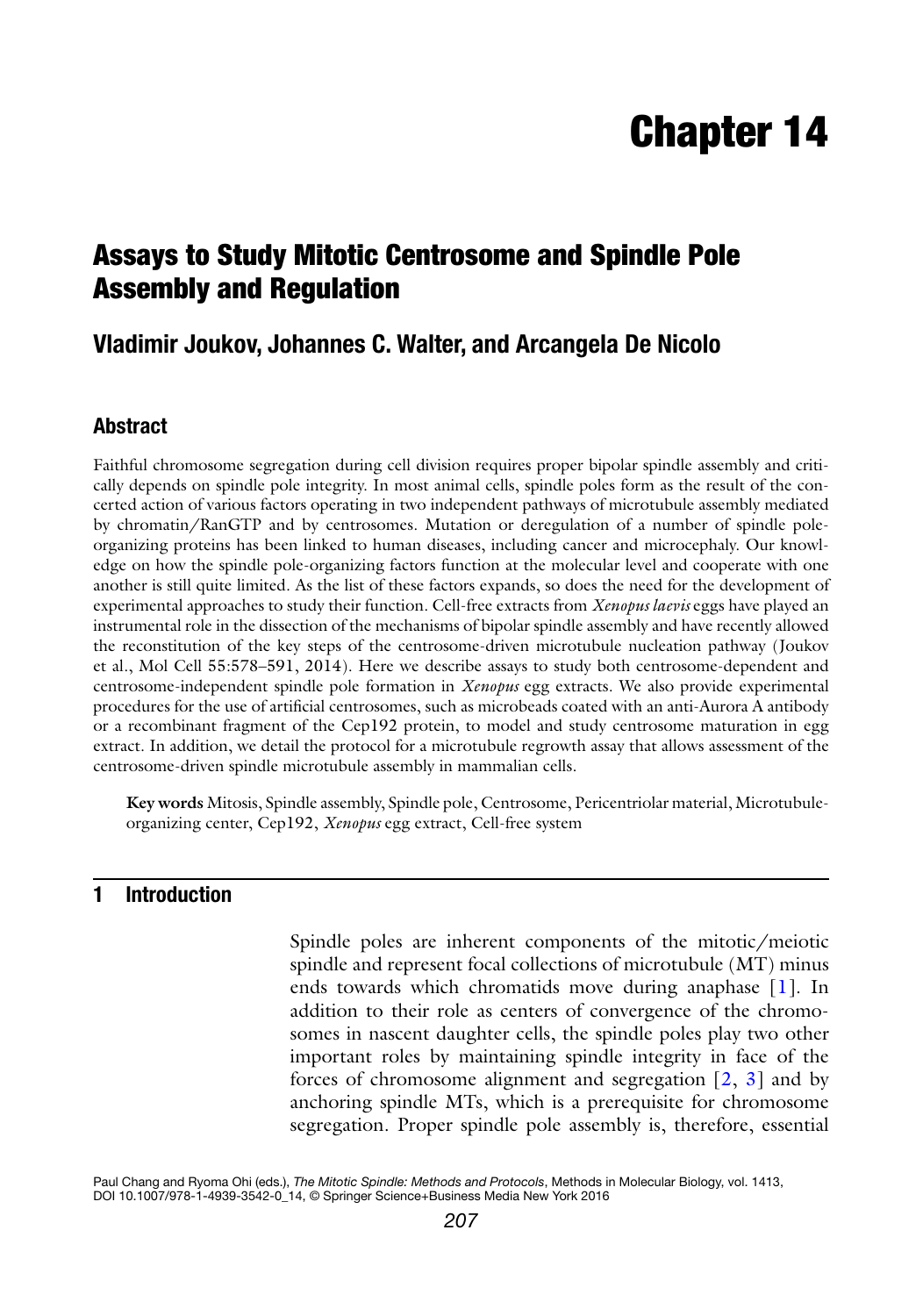# Chapter 14

## Assays to Study Mitotic Centrosome and Spindle Pole Assembly and Regulation

### Vladimir Joukov, Johannes C. Walter, and Arcangela De Nicolo

### Abstract

Faithful chromosome segregation during cell division requires proper bipolar spindle assembly and critically depends on spindle pole integrity. In most animal cells, spindle poles form as the result of the concerted action of various factors operating in two independent pathways of microtubule assembly mediated by chromatin/RanGTP and by centrosomes. Mutation or deregulation of a number of spindle pole-organizing proteins has been linked to human diseases, including cancer and microcephaly. Our knowledge on how the spindle pole-organizing factors function at the molecular level and cooperate with one another is still quite limited. As the list of these factors expands, so does the need for the development of experimental approaches to study their function. Cell-free extracts from *Xenopus laevis* eggs have played an instrumental role in the dissection of the mechanisms of bipolar spindle assembly and have recently allowed the reconstitution of the key steps of the centrosome-driven microtubule nucleation pathway (Joukov et al., Mol Cell 55:578–591, 2014). Here we describe assays to study both centrosome-dependent and centrosome-independent spindle pole formation in *Xenopus* egg extracts. We also provide experimental procedures for the use of artificial centrosomes, such as microbeads coated with an anti-Aurora A antibody or a recombinant fragment of the Cep192 protein, to model and study centrosome maturation in egg extract. In addition, we detail the protocol for a microtubule regrowth assay that allows assessment of the centrosome-driven spindle microtubule assembly in mammalian cells.

**Key words** Mitosis, Spindle assembly, Spindle pole, Centrosome, Pericentriolar material, Microtubule-organizing center, Cep192, *Xenopus* egg extract, Cell-free system

## 1 Introduction

Spindle poles are inherent components of the mitotic/meiotic spindle and represent focal collections of microtubule (MT) minus ends towards which chromatids move during anaphase [1]. In addition to their role as centers of convergence of the chromosomes in nascent daughter cells, the spindle poles play two other important roles by maintaining spindle integrity in face of the forces of chromosome alignment and segregation [2, 3] and by anchoring spindle MTs, which is a prerequisite for chromosome segregation. Proper spindle pole assembly is, therefore, essential

Paul Chang and Ryoma Ohi (eds.), *The Mitotic Spindle: Methods and Protocols*, Methods in Molecular Biology, vol. 1413, DOI 10.1007/978-1-4939-3542-0_14, © Springer Science+Business Media New York 2016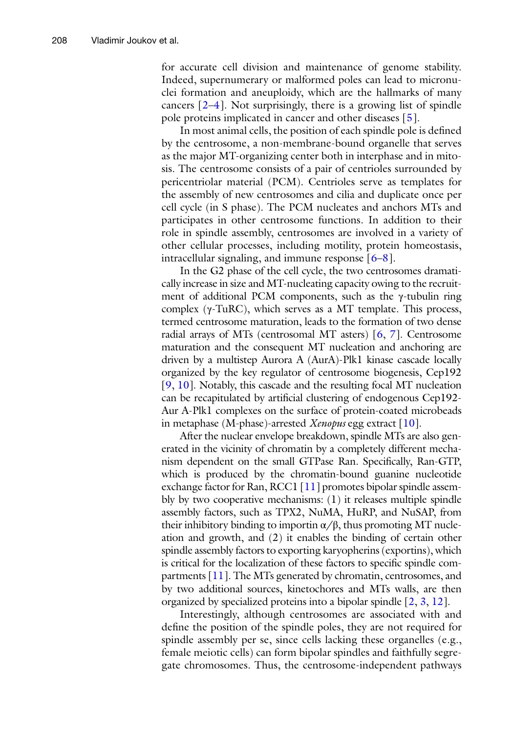for accurate cell division and maintenance of genome stability. Indeed, supernumerary or malformed poles can lead to micronuclei formation and aneuploidy, which are the hallmarks of many cancers [2–4]. Not surprisingly, there is a growing list of spindle pole proteins implicated in cancer and other diseases [5].

In most animal cells, the position of each spindle pole is defined by the centrosome, a non-membrane-bound organelle that serves as the major MT-organizing center both in interphase and in mitosis. The centrosome consists of a pair of centrioles surrounded by pericentriolar material (PCM). Centrioles serve as templates for the assembly of new centrosomes and cilia and duplicate once per cell cycle (in S phase). The PCM nucleates and anchors MTs and participates in other centrosome functions. In addition to their role in spindle assembly, centrosomes are involved in a variety of other cellular processes, including motility, protein homeostasis, intracellular signaling, and immune response [6–8].

In the G2 phase of the cell cycle, the two centrosomes dramatically increase in size and MT-nucleating capacity owing to the recruitment of additional PCM components, such as the γ-tubulin ring complex (γ-TuRC), which serves as a MT template. This process, termed centrosome maturation, leads to the formation of two dense radial arrays of MTs (centrosomal MT asters) [6, 7]. Centrosome maturation and the consequent MT nucleation and anchoring are driven by a multistep Aurora A (AurA)-Plk1 kinase cascade locally organized by the key regulator of centrosome biogenesis, Cep192 [9, 10]. Notably, this cascade and the resulting focal MT nucleation can be recapitulated by artificial clustering of endogenous Cep192-Aur A-Plk1 complexes on the surface of protein-coated microbeads in metaphase (M-phase)-arrested *Xenopus* egg extract [10].

After the nuclear envelope breakdown, spindle MTs are also generated in the vicinity of chromatin by a completely different mechanism dependent on the small GTPase Ran. Specifically, Ran-GTP, which is produced by the chromatin-bound guanine nucleotide exchange factor for Ran, RCC1 [11] promotes bipolar spindle assembly by two cooperative mechanisms: (1) it releases multiple spindle assembly factors, such as TPX2, NuMA, HuRP, and NuSAP, from their inhibitory binding to importin α/β, thus promoting MT nucleation and growth, and (2) it enables the binding of certain other spindle assembly factors to exporting karyopherins (exportins), which is critical for the localization of these factors to specific spindle compartments [11]. The MTs generated by chromatin, centrosomes, and by two additional sources, kinetochores and MTs walls, are then organized by specialized proteins into a bipolar spindle [2, 3, 12].

Interestingly, although centrosomes are associated with and define the position of the spindle poles, they are not required for spindle assembly per se, since cells lacking these organelles (e.g., female meiotic cells) can form bipolar spindles and faithfully segregate chromosomes. Thus, the centrosome-independent pathways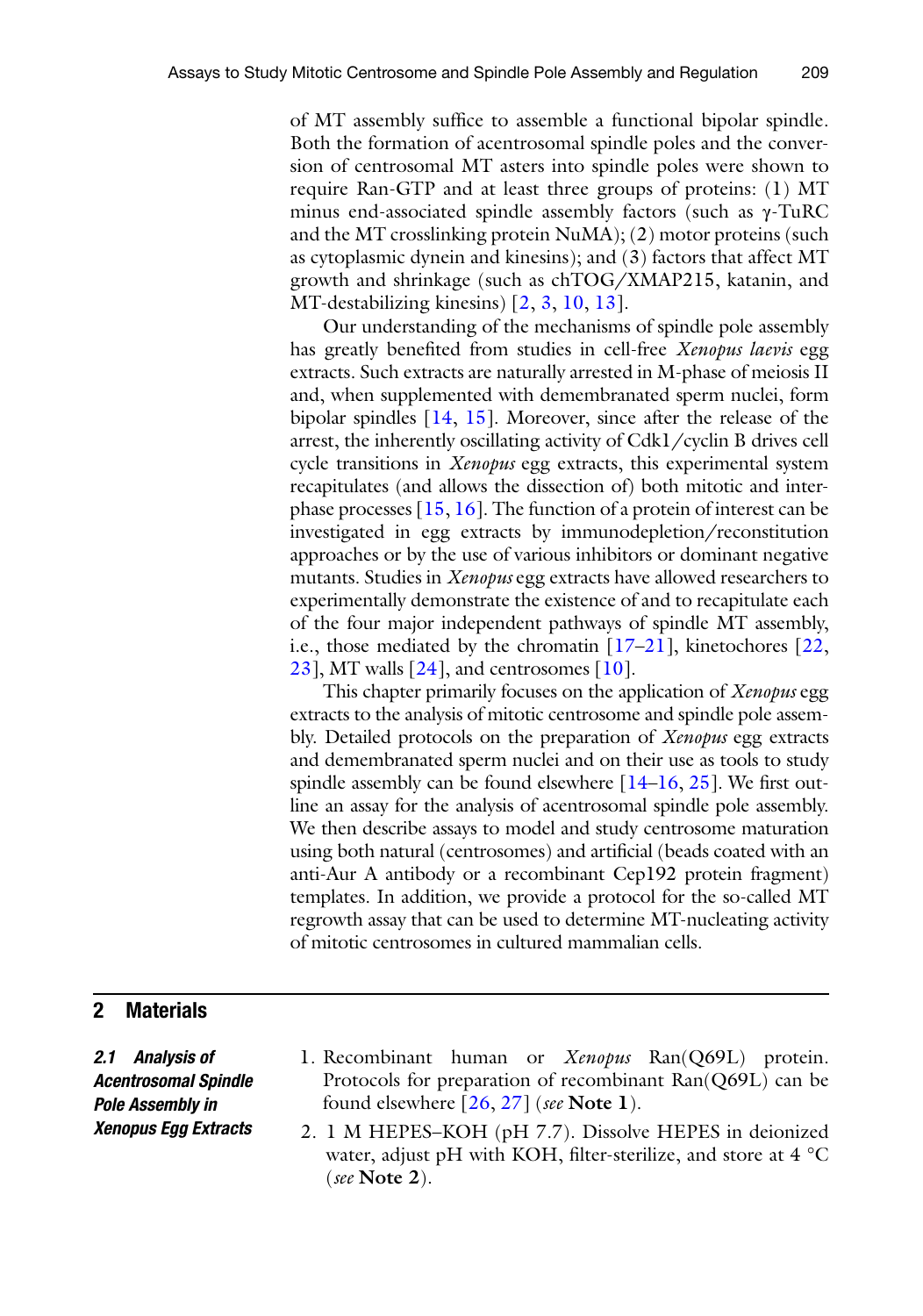of MT assembly suffice to assemble a functional bipolar spindle. Both the formation of acentrosomal spindle poles and the conversion of centrosomal MT asters into spindle poles were shown to require Ran-GTP and at least three groups of proteins: (1) MT minus end-associated spindle assembly factors (such as γ-TuRC and the MT crosslinking protein NuMA); (2) motor proteins (such as cytoplasmic dynein and kinesins); and (3) factors that affect MT growth and shrinkage (such as chTOG/XMAP215, katanin, and MT-destabilizing kinesins) [2, 3, 10, 13].

Our understanding of the mechanisms of spindle pole assembly has greatly benefited from studies in cell-free *Xenopus laevis* egg extracts. Such extracts are naturally arrested in M-phase of meiosis II and, when supplemented with demembranated sperm nuclei, form bipolar spindles [14, 15]. Moreover, since after the release of the arrest, the inherently oscillating activity of Cdk1/cyclin B drives cell cycle transitions in *Xenopus* egg extracts, this experimental system recapitulates (and allows the dissection of) both mitotic and interphase processes [15, 16]. The function of a protein of interest can be investigated in egg extracts by immunodepletion/reconstitution approaches or by the use of various inhibitors or dominant negative mutants. Studies in *Xenopus* egg extracts have allowed researchers to experimentally demonstrate the existence of and to recapitulate each of the four major independent pathways of spindle MT assembly, i.e., those mediated by the chromatin [17–21], kinetochores [22, 23], MT walls [24], and centrosomes [10].

This chapter primarily focuses on the application of *Xenopus* egg extracts to the analysis of mitotic centrosome and spindle pole assembly. Detailed protocols on the preparation of *Xenopus* egg extracts and demembranated sperm nuclei and on their use as tools to study spindle assembly can be found elsewhere [14–16, 25]. We first outline an assay for the analysis of acentrosomal spindle pole assembly. We then describe assays to model and study centrosome maturation using both natural (centrosomes) and artificial (beads coated with an anti-Aur A antibody or a recombinant Cep192 protein fragment) templates. In addition, we provide a protocol for the so-called MT regrowth assay that can be used to determine MT-nucleating activity of mitotic centrosomes in cultured mammalian cells.

## 2 Materials

### 2.1 Analysis of Acentrosomal Spindle Pole Assembly in Xenopus Egg Extracts

1. Recombinant human or *Xenopus* Ran(Q69L) protein. Protocols for preparation of recombinant Ran(Q69L) can be found elsewhere [26, 27] (*see* **Note 1**).
2. 1 M HEPES–KOH (pH 7.7). Dissolve HEPES in deionized water, adjust pH with KOH, filter-sterilize, and store at 4 °C (*see* **Note 2**).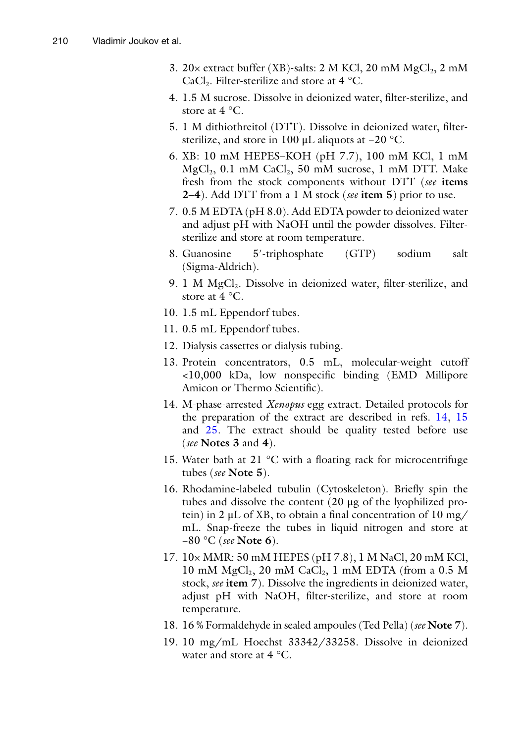3. 20× extract buffer (XB)-salts: 2 M KCl, 20 mM $MgCl_2$, 2 mM $CaCl_2$. Filter-sterilize and store at 4 °C.
4. 1.5 M sucrose. Dissolve in deionized water, filter-sterilize, and store at 4 °C.
5. 1 M dithiothreitol (DTT). Dissolve in deionized water, filter-sterilize, and store in 100 μL aliquots at −20 °C.
6. XB: 10 mM HEPES–KOH (pH 7.7), 100 mM KCl, 1 mM $MgCl_2$, 0.1 mM $CaCl_2$, 50 mM sucrose, 1 mM DTT. Make fresh from the stock components without DTT (*see* **items 2–4**). Add DTT from a 1 M stock (*see* **item 5**) prior to use.
7. 0.5 M EDTA (pH 8.0). Add EDTA powder to deionized water and adjust pH with NaOH until the powder dissolves. Filter-sterilize and store at room temperature.
8. Guanosine 5′-triphosphate (GTP) sodium salt (Sigma-Aldrich).
9. 1 M $MgCl_2$. Dissolve in deionized water, filter-sterilize, and store at 4 °C.
10. 1.5 mL Eppendorf tubes.
11. 0.5 mL Eppendorf tubes.
12. Dialysis cassettes or dialysis tubing.
13. Protein concentrators, 0.5 mL, molecular-weight cutoff <10,000 kDa, low nonspecific binding (EMD Millipore Amicon or Thermo Scientific).
14. M-phase-arrested *Xenopus* egg extract. Detailed protocols for the preparation of the extract are described in refs. 14, 15 and 25. The extract should be quality tested before use (*see* **Notes 3** and **4**).
15. Water bath at 21 °C with a floating rack for microcentrifuge tubes (*see* **Note 5**).
16. Rhodamine-labeled tubulin (Cytoskeleton). Briefly spin the tubes and dissolve the content (20 μg of the lyophilized protein) in 2 μL of XB, to obtain a final concentration of 10 mg/mL. Snap-freeze the tubes in liquid nitrogen and store at −80 °C (*see* **Note 6**).
17. 10× MMR: 50 mM HEPES (pH 7.8), 1 M NaCl, 20 mM KCl, 10 mM $MgCl_2$, 20 mM $CaCl_2$, 1 mM EDTA (from a 0.5 M stock, *see* **item 7**). Dissolve the ingredients in deionized water, adjust pH with NaOH, filter-sterilize, and store at room temperature.
18. 16 % Formaldehyde in sealed ampoules (Ted Pella) (*see* **Note 7**).
19. 10 mg/mL Hoechst 33342/33258. Dissolve in deionized water and store at 4 °C.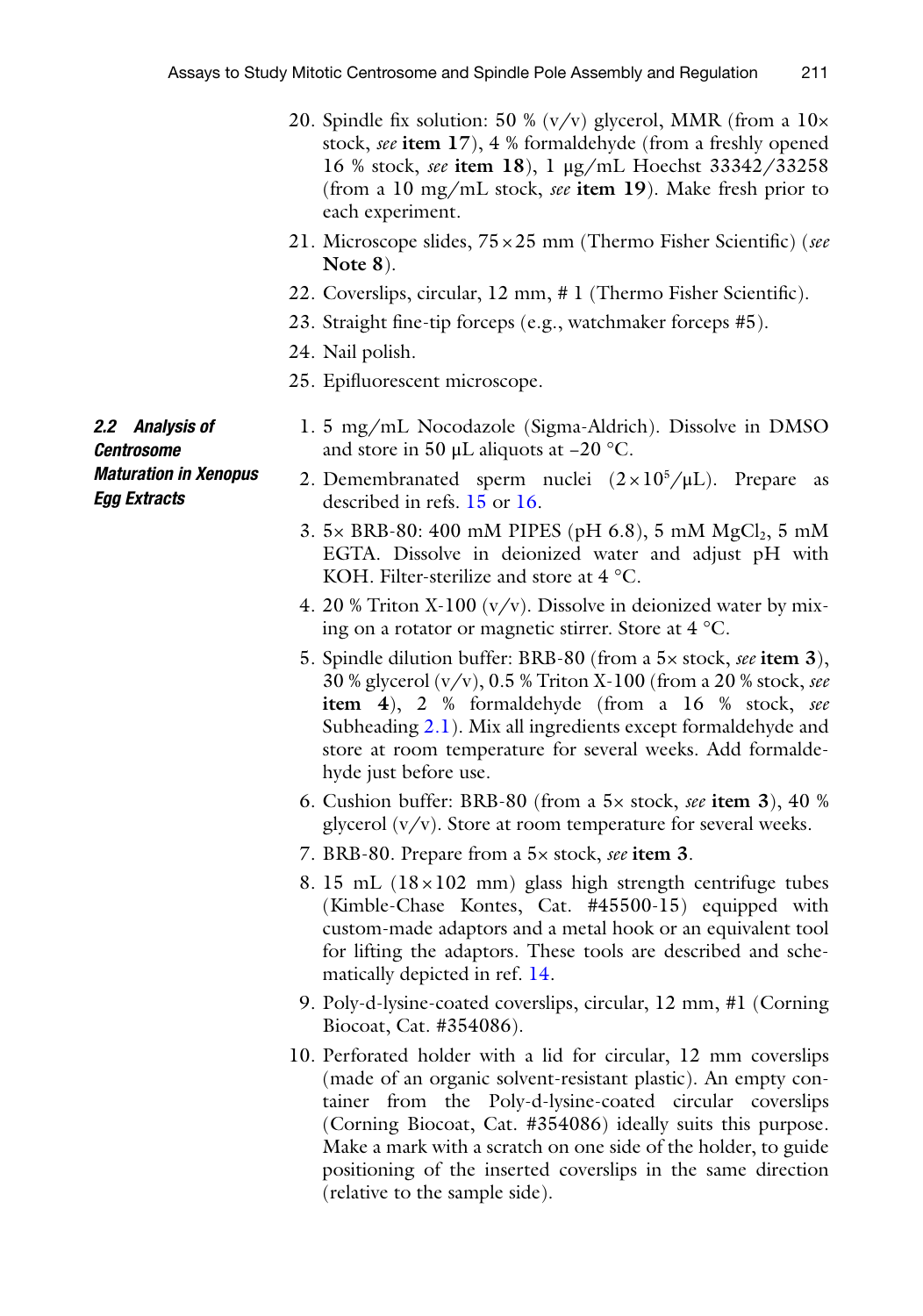20. Spindle fix solution: 50 % (v/v) glycerol, MMR (from a 10× stock, *see* **item 17**), 4 % formaldehyde (from a freshly opened 16 % stock, *see* **item 18**), 1 μg/mL Hoechst 33342/33258 (from a 10 mg/mL stock, *see* **item 19**). Make fresh prior to each experiment.
21. Microscope slides, 75 × 25 mm (Thermo Fisher Scientific) (*see* **Note 8**).
22. Coverslips, circular, 12 mm, # 1 (Thermo Fisher Scientific).
23. Straight fine-tip forceps (e.g., watchmaker forceps #5).
24. Nail polish.
25. Epifluorescent microscope.

### *2.2 Analysis of Centrosome Maturation in Xenopus Egg Extracts*

1. 5 mg/mL Nocodazole (Sigma-Aldrich). Dissolve in DMSO and store in 50 μL aliquots at −20 °C.
2. Demembranated sperm nuclei ($2 \times 10^5$/μL). Prepare as described in refs. 15 or 16.
3. 5× BRB-80: 400 mM PIPES (pH 6.8), 5 mM $MgCl_2$, 5 mM EGTA. Dissolve in deionized water and adjust pH with KOH. Filter-sterilize and store at 4 °C.
4. 20 % Triton X-100 (v/v). Dissolve in deionized water by mixing on a rotator or magnetic stirrer. Store at 4 °C.
5. Spindle dilution buffer: BRB-80 (from a 5× stock, *see* **item 3**), 30 % glycerol (v/v), 0.5 % Triton X-100 (from a 20 % stock, *see* **item 4**), 2 % formaldehyde (from a 16 % stock, *see* Subheading 2.1). Mix all ingredients except formaldehyde and store at room temperature for several weeks. Add formaldehyde just before use.
6. Cushion buffer: BRB-80 (from a 5× stock, *see* **item 3**), 40 % glycerol (v/v). Store at room temperature for several weeks.
7. BRB-80. Prepare from a 5× stock, *see* **item 3**.
8. 15 mL (18 × 102 mm) glass high strength centrifuge tubes (Kimble-Chase Kontes, Cat. #45500-15) equipped with custom-made adaptors and a metal hook or an equivalent tool for lifting the adaptors. These tools are described and schematically depicted in ref. 14.
9. Poly-d-lysine-coated coverslips, circular, 12 mm, #1 (Corning Biocoat, Cat. #354086).
10. Perforated holder with a lid for circular, 12 mm coverslips (made of an organic solvent-resistant plastic). An empty container from the Poly-d-lysine-coated circular coverslips (Corning Biocoat, Cat. #354086) ideally suits this purpose. Make a mark with a scratch on one side of the holder, to guide positioning of the inserted coverslips in the same direction (relative to the sample side).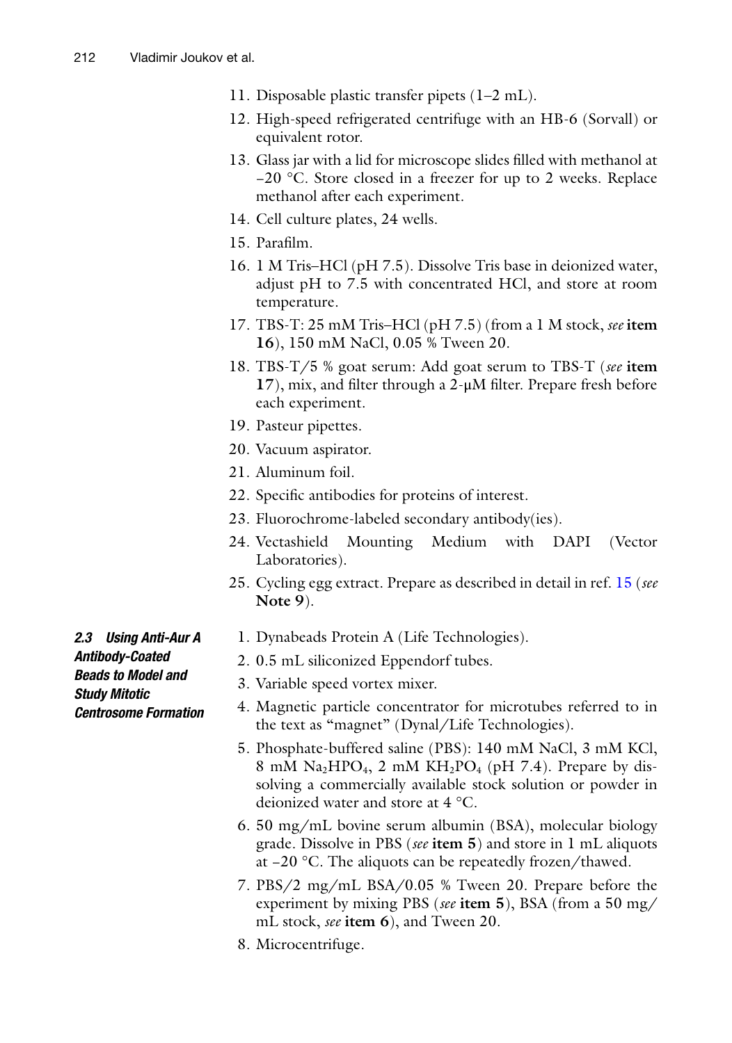11. Disposable plastic transfer pipets (1–2 mL).
12. High-speed refrigerated centrifuge with an HB-6 (Sorvall) or equivalent rotor.
13. Glass jar with a lid for microscope slides filled with methanol at –20 °C. Store closed in a freezer for up to 2 weeks. Replace methanol after each experiment.
14. Cell culture plates, 24 wells.
15. Parafilm.
16. 1 M Tris–HCl (pH 7.5). Dissolve Tris base in deionized water, adjust pH to 7.5 with concentrated HCl, and store at room temperature.
17. TBS-T: 25 mM Tris–HCl (pH 7.5) (from a 1 M stock, *see* **item 16**), 150 mM NaCl, 0.05 % Tween 20.
18. TBS-T/5 % goat serum: Add goat serum to TBS-T (*see* **item 17**), mix, and filter through a 2-μM filter. Prepare fresh before each experiment.
19. Pasteur pipettes.
20. Vacuum aspirator.
21. Aluminum foil.
22. Specific antibodies for proteins of interest.
23. Fluorochrome-labeled secondary antibody(ies).
24. Vectashield Mounting Medium with DAPI (Vector Laboratories).
25. Cycling egg extract. Prepare as described in detail in ref. 15 (*see* **Note 9**).

### 2.3 Using Anti-Aur A Antibody-Coated Beads to Model and Study Mitotic Centrosome Formation

1. Dynabeads Protein A (Life Technologies).
2. 0.5 mL siliconized Eppendorf tubes.
3. Variable speed vortex mixer.
4. Magnetic particle concentrator for microtubes referred to in the text as "magnet" (Dynal/Life Technologies).
5. Phosphate-buffered saline (PBS): 140 mM NaCl, 3 mM KCl, 8 mM $Na_2HPO_4$, 2 mM $KH_2PO_4$ (pH 7.4). Prepare by dissolving a commercially available stock solution or powder in deionized water and store at 4 °C.
6. 50 mg/mL bovine serum albumin (BSA), molecular biology grade. Dissolve in PBS (*see* **item 5**) and store in 1 mL aliquots at –20 °C. The aliquots can be repeatedly frozen/thawed.
7. PBS/2 mg/mL BSA/0.05 % Tween 20. Prepare before the experiment by mixing PBS (*see* **item 5**), BSA (from a 50 mg/mL stock, *see* **item 6**), and Tween 20.
8. Microcentrifuge.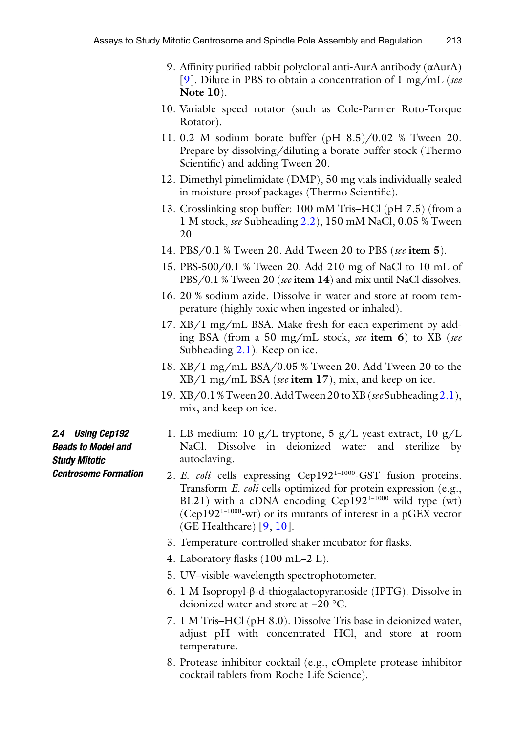9. Affinity purified rabbit polyclonal anti-AurA antibody (αAurA) [9]. Dilute in PBS to obtain a concentration of 1 mg/mL (*see* **Note 10**).
10. Variable speed rotator (such as Cole-Parmer Roto-Torque Rotator).
11. 0.2 M sodium borate buffer (pH 8.5)/0.02 % Tween 20. Prepare by dissolving/diluting a borate buffer stock (Thermo Scientific) and adding Tween 20.
12. Dimethyl pimelimidate (DMP), 50 mg vials individually sealed in moisture-proof packages (Thermo Scientific).
13. Crosslinking stop buffer: 100 mM Tris–HCl (pH 7.5) (from a 1 M stock, *see* Subheading 2.2), 150 mM NaCl, 0.05 % Tween 20.
14. PBS/0.1 % Tween 20. Add Tween 20 to PBS (*see* **item 5**).
15. PBS-500/0.1 % Tween 20. Add 210 mg of NaCl to 10 mL of PBS/0.1 % Tween 20 (*see* **item 14**) and mix until NaCl dissolves.
16. 20 % sodium azide. Dissolve in water and store at room temperature (highly toxic when ingested or inhaled).
17. XB/1 mg/mL BSA. Make fresh for each experiment by adding BSA (from a 50 mg/mL stock, *see* **item 6**) to XB (*see* Subheading 2.1). Keep on ice.
18. XB/1 mg/mL BSA/0.05 % Tween 20. Add Tween 20 to the XB/1 mg/mL BSA (*see* **item 17**), mix, and keep on ice.
19. XB/0.1 % Tween 20. Add Tween 20 to XB (*see* Subheading 2.1), mix, and keep on ice.

### 2.4 Using Cep192 Beads to Model and Study Mitotic Centrosome Formation

1. LB medium: 10 g/L tryptone, 5 g/L yeast extract, 10 g/L NaCl. Dissolve in deionized water and sterilize by autoclaving.
2. *E. coli* cells expressing Cep192$^{1-1000}$-GST fusion proteins. Transform *E. coli* cells optimized for protein expression (e.g., BL21) with a cDNA encoding Cep192$^{1-1000}$ wild type (wt) (Cep192$^{1-1000}$-wt) or its mutants of interest in a pGEX vector (GE Healthcare) [9, 10].
3. Temperature-controlled shaker incubator for flasks.
4. Laboratory flasks (100 mL–2 L).
5. UV–visible-wavelength spectrophotometer.
6. 1 M Isopropyl-β-d-thiogalactopyranoside (IPTG). Dissolve in deionized water and store at −20 °C.
7. 1 M Tris–HCl (pH 8.0). Dissolve Tris base in deionized water, adjust pH with concentrated HCl, and store at room temperature.
8. Protease inhibitor cocktail (e.g., cOmplete protease inhibitor cocktail tablets from Roche Life Science).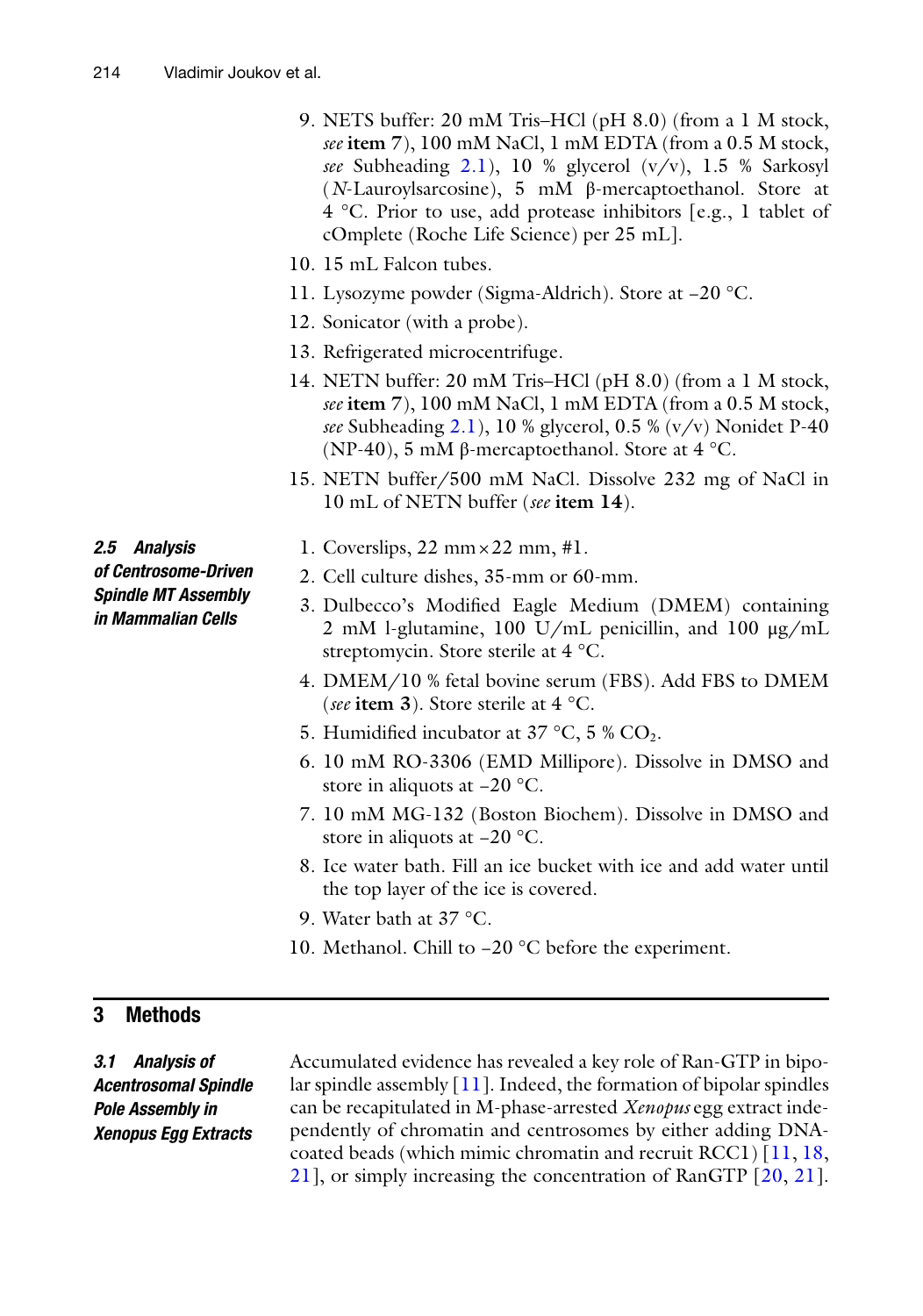9. NETS buffer: 20 mM Tris–HCl (pH 8.0) (from a 1 M stock, *see* **item 7**), 100 mM NaCl, 1 mM EDTA (from a 0.5 M stock, *see* Subheading 2.1), 10 % glycerol (v/v), 1.5 % Sarkosyl (*N*-Lauroylsarcosine), 5 mM β-mercaptoethanol. Store at 4 °C. Prior to use, add protease inhibitors [e.g., 1 tablet of cOmplete (Roche Life Science) per 25 mL].
10. 15 mL Falcon tubes.
11. Lysozyme powder (Sigma-Aldrich). Store at −20 °C.
12. Sonicator (with a probe).
13. Refrigerated microcentrifuge.
14. NETN buffer: 20 mM Tris–HCl (pH 8.0) (from a 1 M stock, *see* **item 7**), 100 mM NaCl, 1 mM EDTA (from a 0.5 M stock, *see* Subheading 2.1), 10 % glycerol, 0.5 % (v/v) Nonidet P-40 (NP-40), 5 mM β-mercaptoethanol. Store at 4 °C.
15. NETN buffer/500 mM NaCl. Dissolve 232 mg of NaCl in 10 mL of NETN buffer (*see* **item 14**).

### 2.5 Analysis of Centrosome-Driven Spindle MT Assembly in Mammalian Cells

1. Coverslips, 22 mm × 22 mm, #1.
2. Cell culture dishes, 35-mm or 60-mm.
3. Dulbecco's Modified Eagle Medium (DMEM) containing 2 mM l-glutamine, 100 U/mL penicillin, and 100 μg/mL streptomycin. Store sterile at 4 °C.
4. DMEM/10 % fetal bovine serum (FBS). Add FBS to DMEM (*see* **item 3**). Store sterile at 4 °C.
5. Humidified incubator at 37 °C, 5 % $CO_2$.
6. 10 mM RO-3306 (EMD Millipore). Dissolve in DMSO and store in aliquots at −20 °C.
7. 10 mM MG-132 (Boston Biochem). Dissolve in DMSO and store in aliquots at −20 °C.
8. Ice water bath. Fill an ice bucket with ice and add water until the top layer of the ice is covered.
9. Water bath at 37 °C.
10. Methanol. Chill to −20 °C before the experiment.

## 3 Methods

### 3.1 Analysis of Acentrosomal Spindle Pole Assembly in Xenopus Egg Extracts

Accumulated evidence has revealed a key role of Ran-GTP in bipolar spindle assembly [11]. Indeed, the formation of bipolar spindles can be recapitulated in M-phase-arrested *Xenopus* egg extract independently of chromatin and centrosomes by either adding DNA-coated beads (which mimic chromatin and recruit RCC1) [11, 18, 21], or simply increasing the concentration of RanGTP [20, 21].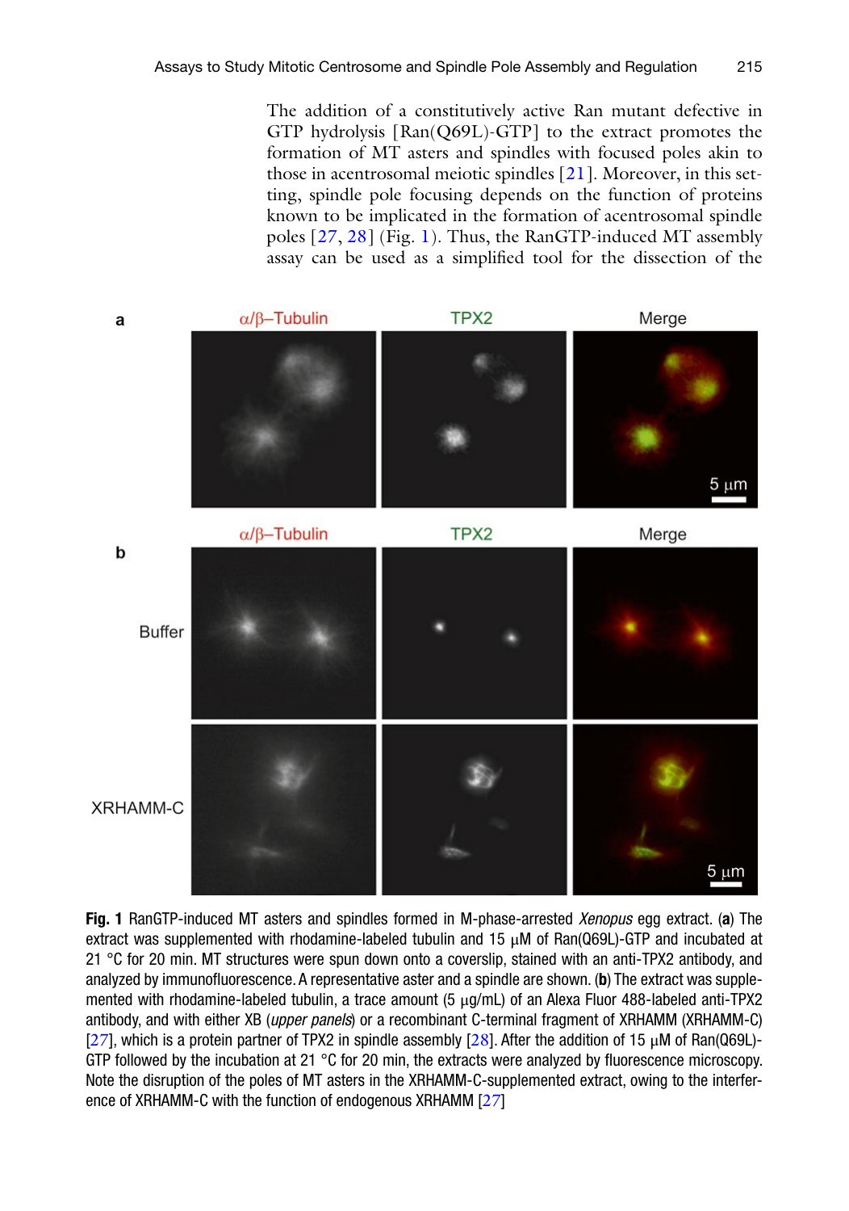The addition of a constitutively active Ran mutant defective in GTP hydrolysis [Ran(Q69L)-GTP] to the extract promotes the formation of MT asters and spindles with focused poles akin to those in acentrosomal meiotic spindles [21]. Moreover, in this setting, spindle pole focusing depends on the function of proteins known to be implicated in the formation of acentrosomal spindle poles [27, 28] (Fig. 1). Thus, the RanGTP-induced MT assembly assay can be used as a simplified tool for the dissection of the

**Fig. 1** RanGTP-induced MT asters and spindles formed in M-phase-arrested *Xenopus* egg extract. (**a**) The extract was supplemented with rhodamine-labeled tubulin and 15 μM of Ran(Q69L)-GTP and incubated at 21 °C for 20 min. MT structures were spun down onto a coverslip, stained with an anti-TPX2 antibody, and analyzed by immunofluorescence. A representative aster and a spindle are shown. (**b**) The extract was supplemented with rhodamine-labeled tubulin, a trace amount (5 μg/mL) of an Alexa Fluor 488-labeled anti-TPX2 antibody, and with either XB (*upper panels*) or a recombinant C-terminal fragment of XRHAMM (XRHAMM-C) [27], which is a protein partner of TPX2 in spindle assembly [28]. After the addition of 15 μM of Ran(Q69L)-GTP followed by the incubation at 21 °C for 20 min, the extracts were analyzed by fluorescence microscopy. Note the disruption of the poles of MT asters in the XRHAMM-C-supplemented extract, owing to the interference of XRHAMM-C with the function of endogenous XRHAMM [27]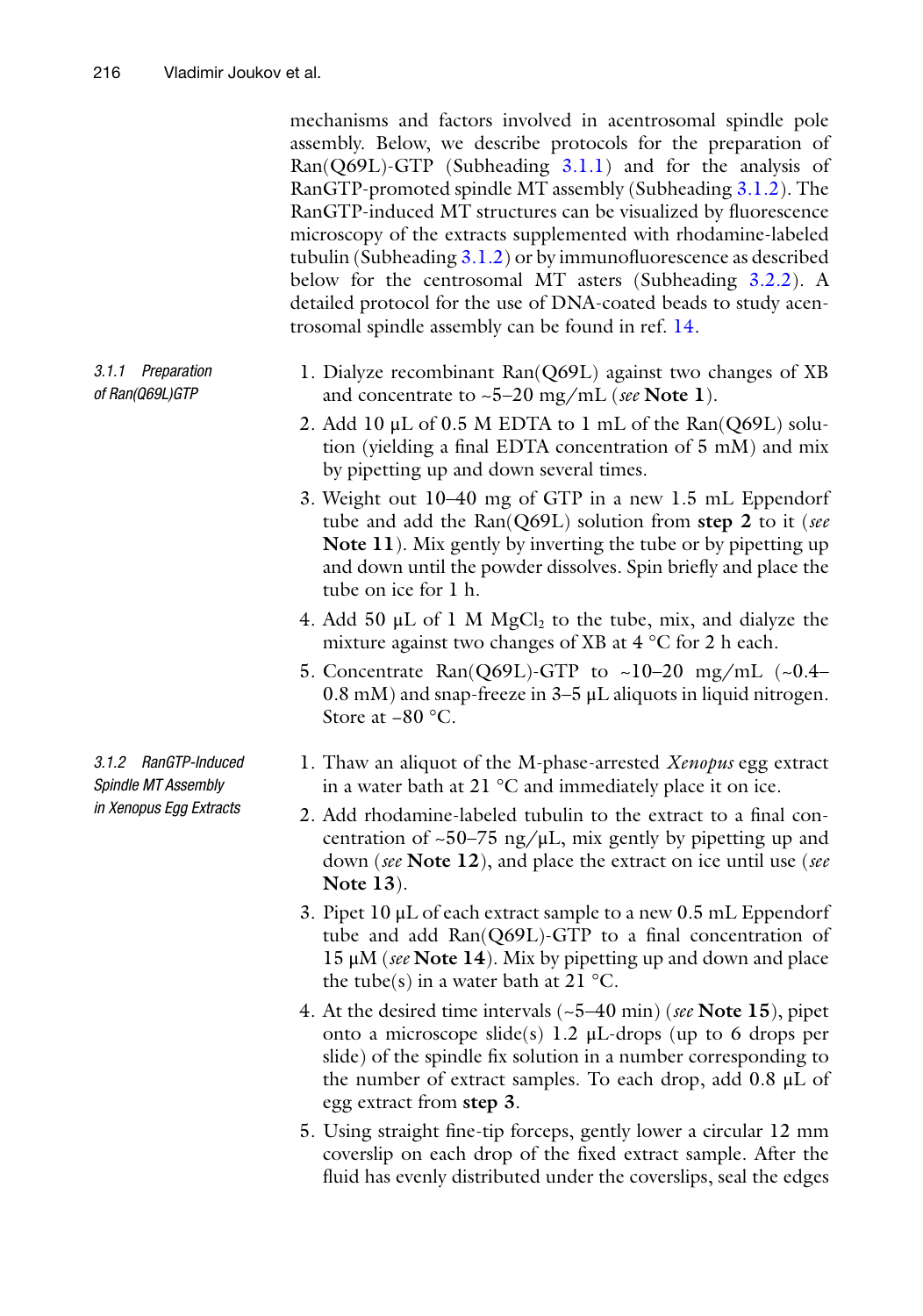mechanisms and factors involved in acentrosomal spindle pole assembly. Below, we describe protocols for the preparation of Ran(Q69L)-GTP (Subheading 3.1.1) and for the analysis of RanGTP-promoted spindle MT assembly (Subheading 3.1.2). The RanGTP-induced MT structures can be visualized by fluorescence microscopy of the extracts supplemented with rhodamine-labeled tubulin (Subheading 3.1.2) or by immunofluorescence as described below for the centrosomal MT asters (Subheading 3.2.2). A detailed protocol for the use of DNA-coated beads to study acentrosomal spindle assembly can be found in ref. 14.

#### 3.1.1 Preparation of Ran(Q69L)GTP

1. Dialyze recombinant Ran(Q69L) against two changes of XB and concentrate to ~5–20 mg/mL (*see* **Note 1**).
2. Add 10 μL of 0.5 M EDTA to 1 mL of the Ran(Q69L) solution (yielding a final EDTA concentration of 5 mM) and mix by pipetting up and down several times.
3. Weight out 10–40 mg of GTP in a new 1.5 mL Eppendorf tube and add the Ran(Q69L) solution from **step 2** to it (*see* **Note 11**). Mix gently by inverting the tube or by pipetting up and down until the powder dissolves. Spin briefly and place the tube on ice for 1 h.
4. Add 50 μL of 1 M $MgCl_2$ to the tube, mix, and dialyze the mixture against two changes of XB at 4 °C for 2 h each.
5. Concentrate Ran(Q69L)-GTP to ~10–20 mg/mL (~0.4–0.8 mM) and snap-freeze in 3–5 μL aliquots in liquid nitrogen. Store at −80 °C.

#### 3.1.2 RanGTP-Induced Spindle MT Assembly in Xenopus Egg Extracts

1. Thaw an aliquot of the M-phase-arrested *Xenopus* egg extract in a water bath at 21 °C and immediately place it on ice.
2. Add rhodamine-labeled tubulin to the extract to a final concentration of ~50–75 ng/μL, mix gently by pipetting up and down (*see* **Note 12**), and place the extract on ice until use (*see* **Note 13**).
3. Pipet 10 μL of each extract sample to a new 0.5 mL Eppendorf tube and add Ran(Q69L)-GTP to a final concentration of 15 μM (*see* **Note 14**). Mix by pipetting up and down and place the tube(s) in a water bath at 21 °C.
4. At the desired time intervals (~5–40 min) (*see* **Note 15**), pipet onto a microscope slide(s) 1.2 μL-drops (up to 6 drops per slide) of the spindle fix solution in a number corresponding to the number of extract samples. To each drop, add 0.8 μL of egg extract from **step 3**.
5. Using straight fine-tip forceps, gently lower a circular 12 mm coverslip on each drop of the fixed extract sample. After the fluid has evenly distributed under the coverslips, seal the edges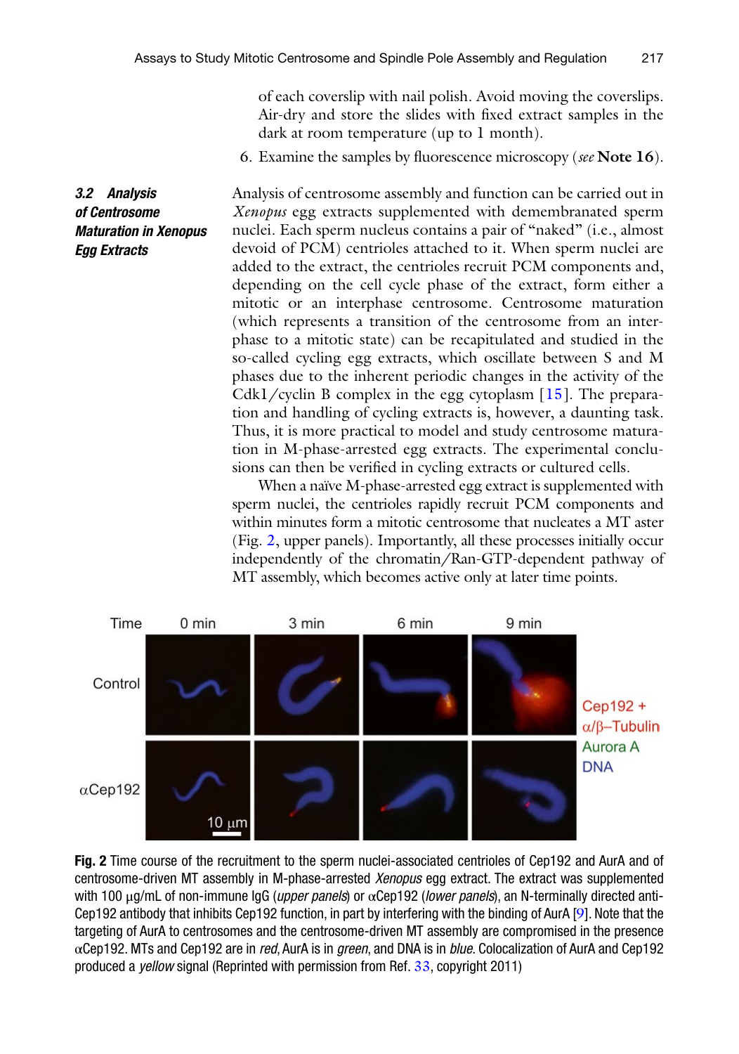of each coverslip with nail polish. Avoid moving the coverslips. Air-dry and store the slides with fixed extract samples in the dark at room temperature (up to 1 month).

6. Examine the samples by fluorescence microscopy (*see* **Note 16**).

### 3.2 Analysis of Centrosome Maturation in *Xenopus* Egg Extracts

Analysis of centrosome assembly and function can be carried out in *Xenopus* egg extracts supplemented with demembranated sperm nuclei. Each sperm nucleus contains a pair of "naked" (i.e., almost devoid of PCM) centrioles attached to it. When sperm nuclei are added to the extract, the centrioles recruit PCM components and, depending on the cell cycle phase of the extract, form either a mitotic or an interphase centrosome. Centrosome maturation (which represents a transition of the centrosome from an interphase to a mitotic state) can be recapitulated and studied in the so-called cycling egg extracts, which oscillate between S and M phases due to the inherent periodic changes in the activity of the Cdk1/cyclin B complex in the egg cytoplasm [15]. The preparation and handling of cycling extracts is, however, a daunting task. Thus, it is more practical to model and study centrosome maturation in M-phase-arrested egg extracts. The experimental conclusions can then be verified in cycling extracts or cultured cells.

When a naïve M-phase-arrested egg extract is supplemented with sperm nuclei, the centrioles rapidly recruit PCM components and within minutes form a mitotic centrosome that nucleates a MT aster (Fig. 2, upper panels). Importantly, all these processes initially occur independently of the chromatin/Ran-GTP-dependent pathway of MT assembly, which becomes active only at later time points.

**Fig. 2** Time course of the recruitment to the sperm nuclei-associated centrioles of Cep192 and AurA and of centrosome-driven MT assembly in M-phase-arrested *Xenopus* egg extract. The extract was supplemented with 100 μg/mL of non-immune IgG (*upper panels*) or αCep192 (*lower panels*), an N-terminally directed anti-Cep192 antibody that inhibits Cep192 function, in part by interfering with the binding of AurA [9]. Note that the targeting of AurA to centrosomes and the centrosome-driven MT assembly are compromised in the presence αCep192. MTs and Cep192 are in *red*, AurA is in *green*, and DNA is in *blue*. Colocalization of AurA and Cep192 produced a *yellow* signal (Reprinted with permission from Ref. 33, copyright 2011)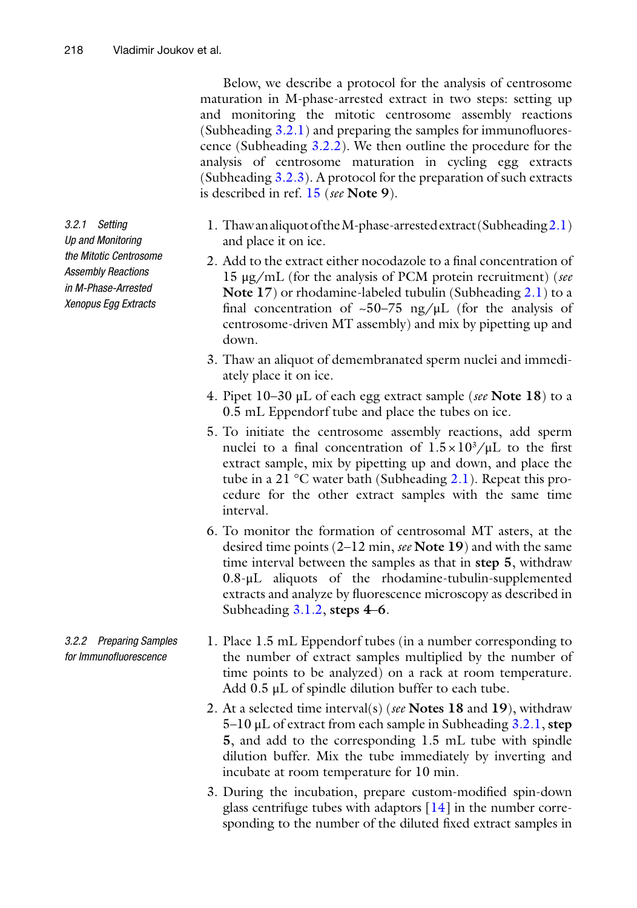Below, we describe a protocol for the analysis of centrosome maturation in M-phase-arrested extract in two steps: setting up and monitoring the mitotic centrosome assembly reactions (Subheading 3.2.1) and preparing the samples for immunofluorescence (Subheading 3.2.2). We then outline the procedure for the analysis of centrosome maturation in cycling egg extracts (Subheading 3.2.3). A protocol for the preparation of such extracts is described in ref. 15 (*see* **Note 9**).

#### 3.2.1 Setting Up and Monitoring the Mitotic Centrosome Assembly Reactions in M-Phase-Arrested Xenopus Egg Extracts

1. Thaw an aliquot of the M-phase-arrested extract (Subheading 2.1) and place it on ice.
2. Add to the extract either nocodazole to a final concentration of 15 μg/mL (for the analysis of PCM protein recruitment) (*see* **Note 17**) or rhodamine-labeled tubulin (Subheading 2.1) to a final concentration of ~50–75 ng/μL (for the analysis of centrosome-driven MT assembly) and mix by pipetting up and down.
3. Thaw an aliquot of demembranated sperm nuclei and immediately place it on ice.
4. Pipet 10–30 μL of each egg extract sample (*see* **Note 18**) to a 0.5 mL Eppendorf tube and place the tubes on ice.
5. To initiate the centrosome assembly reactions, add sperm nuclei to a final concentration of $1.5 \times 10^3$/μL to the first extract sample, mix by pipetting up and down, and place the tube in a 21 °C water bath (Subheading 2.1). Repeat this procedure for the other extract samples with the same time interval.
6. To monitor the formation of centrosomal MT asters, at the desired time points (2–12 min, *see* **Note 19**) and with the same time interval between the samples as that in **step 5**, withdraw 0.8-μL aliquots of the rhodamine-tubulin-supplemented extracts and analyze by fluorescence microscopy as described in Subheading 3.1.2, **steps 4–6**.

#### 3.2.2 Preparing Samples for Immunofluorescence

1. Place 1.5 mL Eppendorf tubes (in a number corresponding to the number of extract samples multiplied by the number of time points to be analyzed) on a rack at room temperature. Add 0.5 μL of spindle dilution buffer to each tube.
2. At a selected time interval(s) (*see* **Notes 18** and **19**), withdraw 5–10 μL of extract from each sample in Subheading 3.2.1, **step 5**, and add to the corresponding 1.5 mL tube with spindle dilution buffer. Mix the tube immediately by inverting and incubate at room temperature for 10 min.
3. During the incubation, prepare custom-modified spin-down glass centrifuge tubes with adaptors [14] in the number corresponding to the number of the diluted fixed extract samples in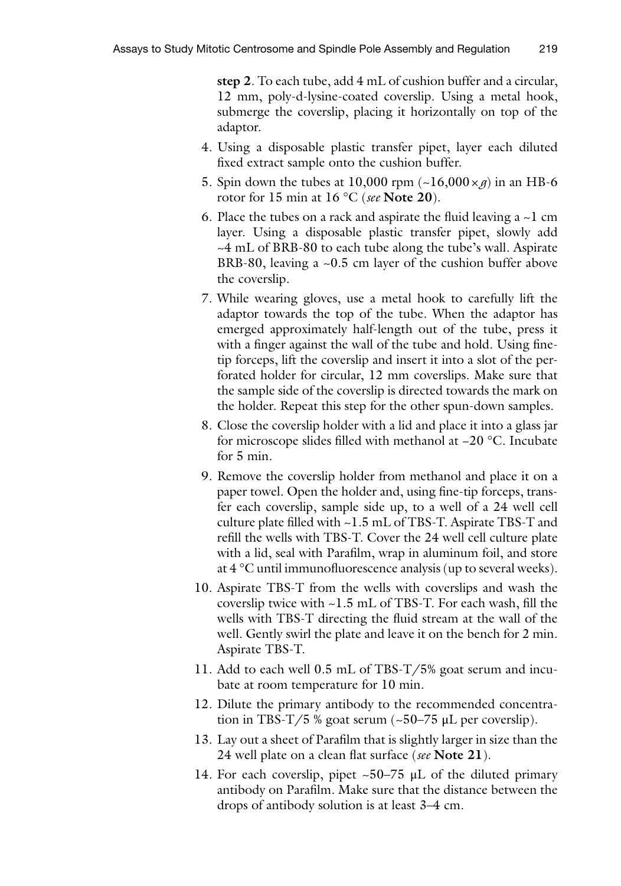step 2. To each tube, add 4 mL of cushion buffer and a circular, 12 mm, poly-d-lysine-coated coverslip. Using a metal hook, submerge the coverslip, placing it horizontally on top of the adaptor.

4. Using a disposable plastic transfer pipet, layer each diluted fixed extract sample onto the cushion buffer.
5. Spin down the tubes at 10,000 rpm (~16,000 × *g*) in an HB-6 rotor for 15 min at 16 °C (*see* **Note 20**).
6. Place the tubes on a rack and aspirate the fluid leaving a ~1 cm layer. Using a disposable plastic transfer pipet, slowly add ~4 mL of BRB-80 to each tube along the tube's wall. Aspirate BRB-80, leaving a ~0.5 cm layer of the cushion buffer above the coverslip.
7. While wearing gloves, use a metal hook to carefully lift the adaptor towards the top of the tube. When the adaptor has emerged approximately half-length out of the tube, press it with a finger against the wall of the tube and hold. Using fine-tip forceps, lift the coverslip and insert it into a slot of the perforated holder for circular, 12 mm coverslips. Make sure that the sample side of the coverslip is directed towards the mark on the holder. Repeat this step for the other spun-down samples.
8. Close the coverslip holder with a lid and place it into a glass jar for microscope slides filled with methanol at −20 °C. Incubate for 5 min.
9. Remove the coverslip holder from methanol and place it on a paper towel. Open the holder and, using fine-tip forceps, transfer each coverslip, sample side up, to a well of a 24 well cell culture plate filled with ~1.5 mL of TBS-T. Aspirate TBS-T and refill the wells with TBS-T. Cover the 24 well cell culture plate with a lid, seal with Parafilm, wrap in aluminum foil, and store at 4 °C until immunofluorescence analysis (up to several weeks).
10. Aspirate TBS-T from the wells with coverslips and wash the coverslip twice with ~1.5 mL of TBS-T. For each wash, fill the wells with TBS-T directing the fluid stream at the wall of the well. Gently swirl the plate and leave it on the bench for 2 min. Aspirate TBS-T.
11. Add to each well 0.5 mL of TBS-T/5% goat serum and incubate at room temperature for 10 min.
12. Dilute the primary antibody to the recommended concentration in TBS-T/5 % goat serum (~50–75 μL per coverslip).
13. Lay out a sheet of Parafilm that is slightly larger in size than the 24 well plate on a clean flat surface (*see* **Note 21**).
14. For each coverslip, pipet ~50–75 μL of the diluted primary antibody on Parafilm. Make sure that the distance between the drops of antibody solution is at least 3–4 cm.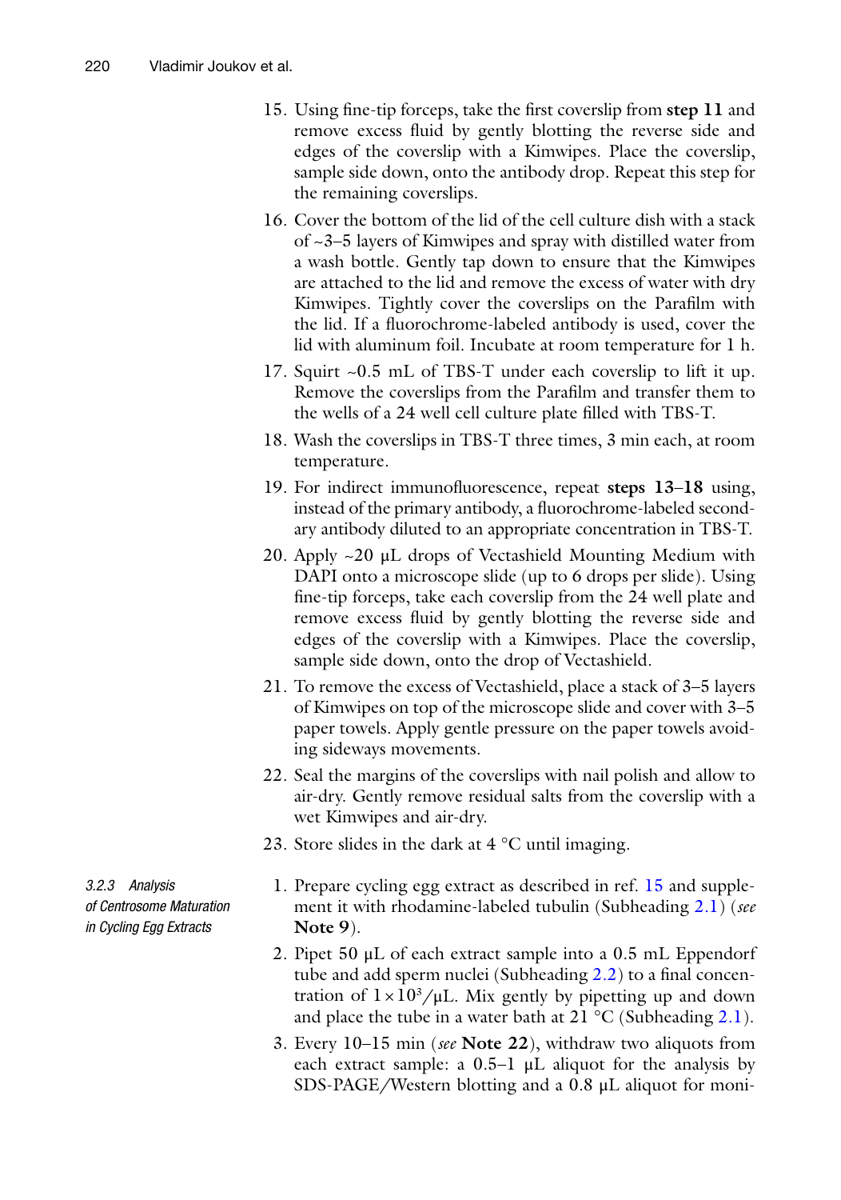15. Using fine-tip forceps, take the first coverslip from **step 11** and remove excess fluid by gently blotting the reverse side and edges of the coverslip with a Kimwipes. Place the coverslip, sample side down, onto the antibody drop. Repeat this step for the remaining coverslips.
16. Cover the bottom of the lid of the cell culture dish with a stack of ~3–5 layers of Kimwipes and spray with distilled water from a wash bottle. Gently tap down to ensure that the Kimwipes are attached to the lid and remove the excess of water with dry Kimwipes. Tightly cover the coverslips on the Parafilm with the lid. If a fluorochrome-labeled antibody is used, cover the lid with aluminum foil. Incubate at room temperature for 1 h.
17. Squirt ~0.5 mL of TBS-T under each coverslip to lift it up. Remove the coverslips from the Parafilm and transfer them to the wells of a 24 well cell culture plate filled with TBS-T.
18. Wash the coverslips in TBS-T three times, 3 min each, at room temperature.
19. For indirect immunofluorescence, repeat **steps 13–18** using, instead of the primary antibody, a fluorochrome-labeled secondary antibody diluted to an appropriate concentration in TBS-T.
20. Apply ~20 μL drops of Vectashield Mounting Medium with DAPI onto a microscope slide (up to 6 drops per slide). Using fine-tip forceps, take each coverslip from the 24 well plate and remove excess fluid by gently blotting the reverse side and edges of the coverslip with a Kimwipes. Place the coverslip, sample side down, onto the drop of Vectashield.
21. To remove the excess of Vectashield, place a stack of 3–5 layers of Kimwipes on top of the microscope slide and cover with 3–5 paper towels. Apply gentle pressure on the paper towels avoiding sideways movements.
22. Seal the margins of the coverslips with nail polish and allow to air-dry. Gently remove residual salts from the coverslip with a wet Kimwipes and air-dry.
23. Store slides in the dark at 4 °C until imaging.

#### 3.2.3 Analysis of Centrosome Maturation in Cycling Egg Extracts

1. Prepare cycling egg extract as described in ref. 15 and supplement it with rhodamine-labeled tubulin (Subheading 2.1) (*see* **Note 9**).
2. Pipet 50 μL of each extract sample into a 0.5 mL Eppendorf tube and add sperm nuclei (Subheading 2.2) to a final concentration of $1 \times 10^3$/μL. Mix gently by pipetting up and down and place the tube in a water bath at 21 °C (Subheading 2.1).
3. Every 10–15 min (*see* **Note 22**), withdraw two aliquots from each extract sample: a 0.5–1 μL aliquot for the analysis by SDS-PAGE/Western blotting and a 0.8 μL aliquot for moni-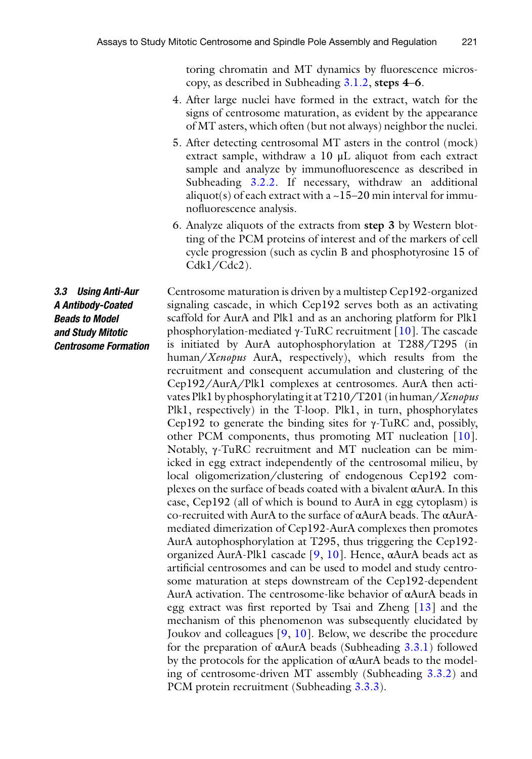toring chromatin and MT dynamics by fluorescence microscopy, as described in Subheading 3.1.2, **steps 4–6**.

4. After large nuclei have formed in the extract, watch for the signs of centrosome maturation, as evident by the appearance of MT asters, which often (but not always) neighbor the nuclei.
5. After detecting centrosomal MT asters in the control (mock) extract sample, withdraw a 10 μL aliquot from each extract sample and analyze by immunofluorescence as described in Subheading 3.2.2. If necessary, withdraw an additional aliquot(s) of each extract with a ~15–20 min interval for immunofluorescence analysis.
6. Analyze aliquots of the extracts from **step 3** by Western blotting of the PCM proteins of interest and of the markers of cell cycle progression (such as cyclin B and phosphotyrosine 15 of Cdk1/Cdc2).

### 3.3 Using Anti-Aur A Antibody-Coated Beads to Model and Study Mitotic Centrosome Formation

Centrosome maturation is driven by a multistep Cep192-organized signaling cascade, in which Cep192 serves both as an activating scaffold for AurA and Plk1 and as an anchoring platform for Plk1 phosphorylation-mediated γ-TuRC recruitment [10]. The cascade is initiated by AurA autophosphorylation at T288/T295 (in human/*Xenopus* AurA, respectively), which results from the recruitment and consequent accumulation and clustering of the Cep192/AurA/Plk1 complexes at centrosomes. AurA then activates Plk1 by phosphorylating it at T210/T201 (in human/*Xenopus* Plk1, respectively) in the T-loop. Plk1, in turn, phosphorylates Cep192 to generate the binding sites for γ-TuRC and, possibly, other PCM components, thus promoting MT nucleation [10]. Notably, γ-TuRC recruitment and MT nucleation can be mimicked in egg extract independently of the centrosomal milieu, by local oligomerization/clustering of endogenous Cep192 complexes on the surface of beads coated with a bivalent αAurA. In this case, Cep192 (all of which is bound to AurA in egg cytoplasm) is co-recruited with AurA to the surface of αAurA beads. The αAurA-mediated dimerization of Cep192-AurA complexes then promotes AurA autophosphorylation at T295, thus triggering the Cep192-organized AurA-Plk1 cascade [9, 10]. Hence, αAurA beads act as artificial centrosomes and can be used to model and study centrosome maturation at steps downstream of the Cep192-dependent AurA activation. The centrosome-like behavior of αAurA beads in egg extract was first reported by Tsai and Zheng [13] and the mechanism of this phenomenon was subsequently elucidated by Joukov and colleagues [9, 10]. Below, we describe the procedure for the preparation of αAurA beads (Subheading 3.3.1) followed by the protocols for the application of αAurA beads to the modeling of centrosome-driven MT assembly (Subheading 3.3.2) and PCM protein recruitment (Subheading 3.3.3).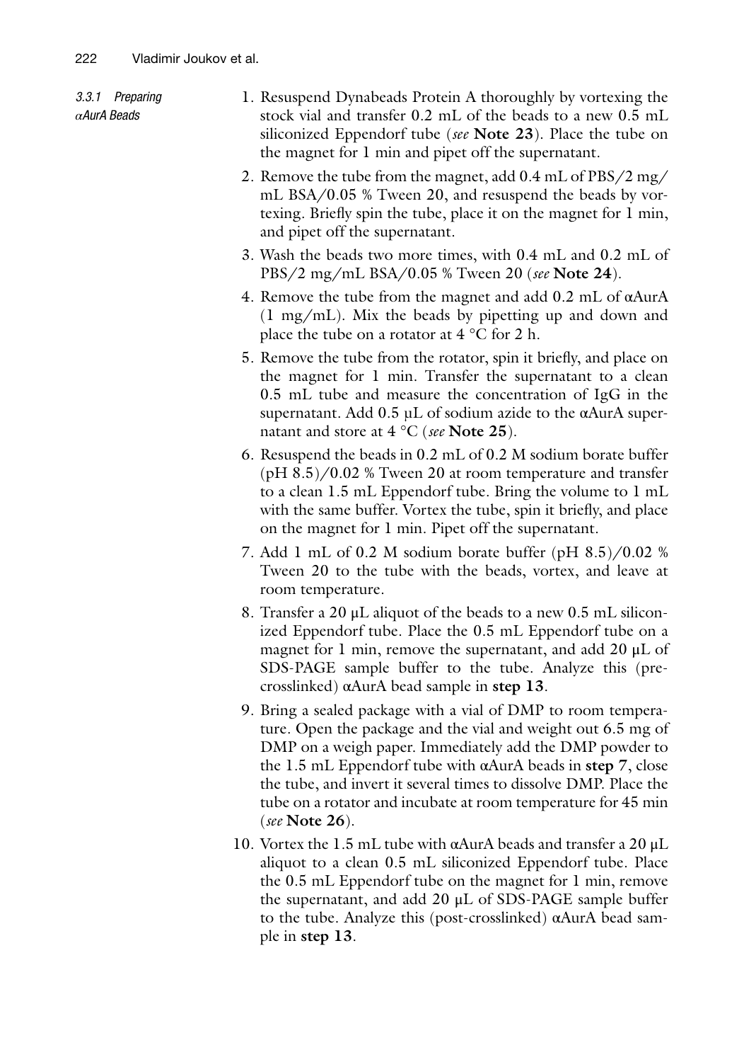#### 3.3.1 Preparing αAurA Beads

1. Resuspend Dynabeads Protein A thoroughly by vortexing the stock vial and transfer 0.2 mL of the beads to a new 0.5 mL siliconized Eppendorf tube (*see* **Note 23**). Place the tube on the magnet for 1 min and pipet off the supernatant.
2. Remove the tube from the magnet, add 0.4 mL of PBS/2 mg/mL BSA/0.05 % Tween 20, and resuspend the beads by vortexing. Briefly spin the tube, place it on the magnet for 1 min, and pipet off the supernatant.
3. Wash the beads two more times, with 0.4 mL and 0.2 mL of PBS/2 mg/mL BSA/0.05 % Tween 20 (*see* **Note 24**).
4. Remove the tube from the magnet and add 0.2 mL of αAurA (1 mg/mL). Mix the beads by pipetting up and down and place the tube on a rotator at 4 °C for 2 h.
5. Remove the tube from the rotator, spin it briefly, and place on the magnet for 1 min. Transfer the supernatant to a clean 0.5 mL tube and measure the concentration of IgG in the supernatant. Add 0.5 μL of sodium azide to the αAurA supernatant and store at 4 °C (*see* **Note 25**).
6. Resuspend the beads in 0.2 mL of 0.2 M sodium borate buffer (pH 8.5)/0.02 % Tween 20 at room temperature and transfer to a clean 1.5 mL Eppendorf tube. Bring the volume to 1 mL with the same buffer. Vortex the tube, spin it briefly, and place on the magnet for 1 min. Pipet off the supernatant.
7. Add 1 mL of 0.2 M sodium borate buffer (pH 8.5)/0.02 % Tween 20 to the tube with the beads, vortex, and leave at room temperature.
8. Transfer a 20 μL aliquot of the beads to a new 0.5 mL siliconized Eppendorf tube. Place the 0.5 mL Eppendorf tube on a magnet for 1 min, remove the supernatant, and add 20 μL of SDS-PAGE sample buffer to the tube. Analyze this (pre-crosslinked) αAurA bead sample in **step 13**.
9. Bring a sealed package with a vial of DMP to room temperature. Open the package and the vial and weight out 6.5 mg of DMP on a weigh paper. Immediately add the DMP powder to the 1.5 mL Eppendorf tube with αAurA beads in **step 7**, close the tube, and invert it several times to dissolve DMP. Place the tube on a rotator and incubate at room temperature for 45 min (*see* **Note 26**).
10. Vortex the 1.5 mL tube with αAurA beads and transfer a 20 μL aliquot to a clean 0.5 mL siliconized Eppendorf tube. Place the 0.5 mL Eppendorf tube on the magnet for 1 min, remove the supernatant, and add 20 μL of SDS-PAGE sample buffer to the tube. Analyze this (post-crosslinked) αAurA bead sample in **step 13**.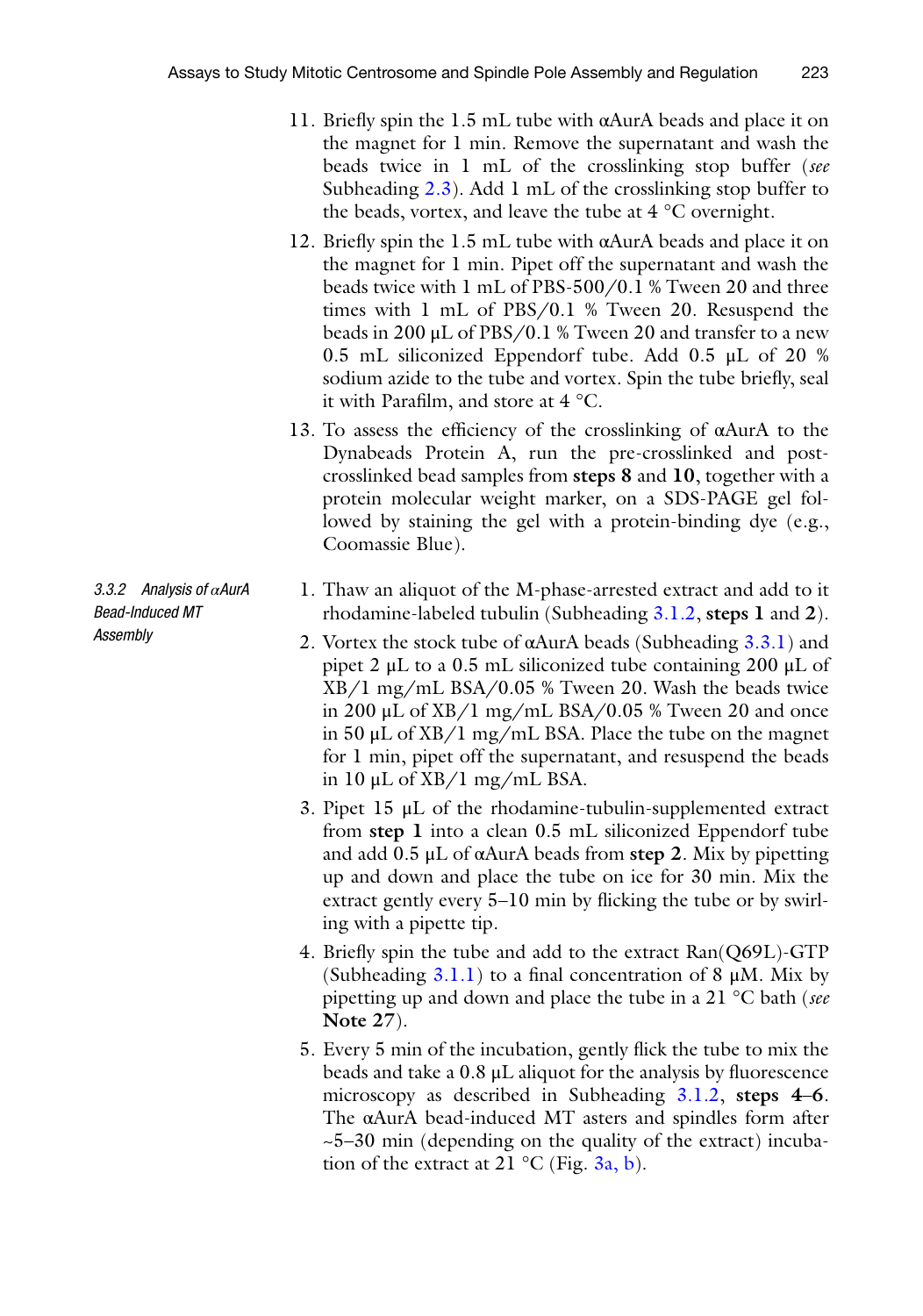11. Briefly spin the 1.5 mL tube with αAurA beads and place it on the magnet for 1 min. Remove the supernatant and wash the beads twice in 1 mL of the crosslinking stop buffer (*see* Subheading 2.3). Add 1 mL of the crosslinking stop buffer to the beads, vortex, and leave the tube at 4 °C overnight.
12. Briefly spin the 1.5 mL tube with αAurA beads and place it on the magnet for 1 min. Pipet off the supernatant and wash the beads twice with 1 mL of PBS-500/0.1 % Tween 20 and three times with 1 mL of PBS/0.1 % Tween 20. Resuspend the beads in 200 μL of PBS/0.1 % Tween 20 and transfer to a new 0.5 mL siliconized Eppendorf tube. Add 0.5 μL of 20 % sodium azide to the tube and vortex. Spin the tube briefly, seal it with Parafilm, and store at 4 °C.
13. To assess the efficiency of the crosslinking of αAurA to the Dynabeads Protein A, run the pre-crosslinked and post-crosslinked bead samples from **steps 8** and **10**, together with a protein molecular weight marker, on a SDS-PAGE gel followed by staining the gel with a protein-binding dye (e.g., Coomassie Blue).

### *3.3.2 Analysis of αAurA Bead-Induced MT Assembly*

1. Thaw an aliquot of the M-phase-arrested extract and add to it rhodamine-labeled tubulin (Subheading 3.1.2, **steps 1** and **2**).
2. Vortex the stock tube of αAurA beads (Subheading 3.3.1) and pipet 2 μL to a 0.5 mL siliconized tube containing 200 μL of XB/1 mg/mL BSA/0.05 % Tween 20. Wash the beads twice in 200 μL of XB/1 mg/mL BSA/0.05 % Tween 20 and once in 50 μL of XB/1 mg/mL BSA. Place the tube on the magnet for 1 min, pipet off the supernatant, and resuspend the beads in 10 μL of XB/1 mg/mL BSA.
3. Pipet 15 μL of the rhodamine-tubulin-supplemented extract from **step 1** into a clean 0.5 mL siliconized Eppendorf tube and add 0.5 μL of αAurA beads from **step 2**. Mix by pipetting up and down and place the tube on ice for 30 min. Mix the extract gently every 5–10 min by flicking the tube or by swirling with a pipette tip.
4. Briefly spin the tube and add to the extract Ran(Q69L)-GTP (Subheading 3.1.1) to a final concentration of 8 μM. Mix by pipetting up and down and place the tube in a 21 °C bath (*see* **Note 27**).
5. Every 5 min of the incubation, gently flick the tube to mix the beads and take a 0.8 μL aliquot for the analysis by fluorescence microscopy as described in Subheading 3.1.2, **steps 4–6**. The αAurA bead-induced MT asters and spindles form after ~5–30 min (depending on the quality of the extract) incubation of the extract at 21 °C (Fig. 3a, b).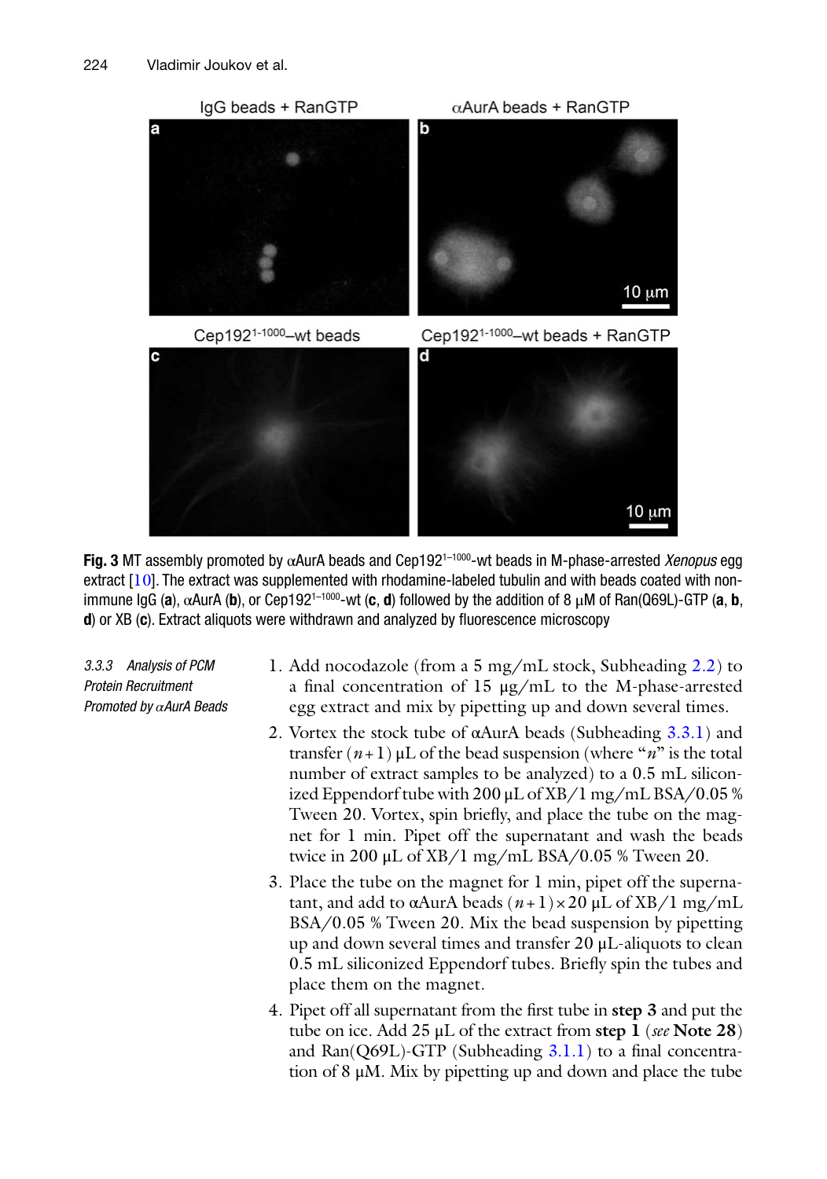**Fig. 3** MT assembly promoted by αAurA beads and Cep192$^{1-1000}$-wt beads in M-phase-arrested *Xenopus* egg extract [10]. The extract was supplemented with rhodamine-labeled tubulin and with beads coated with non-immune IgG (**a**), αAurA (**b**), or Cep192$^{1-1000}$-wt (**c**, **d**) followed by the addition of 8 μM of Ran(Q69L)-GTP (**a**, **b**, **d**) or XB (**c**). Extract aliquots were withdrawn and analyzed by fluorescence microscopy

*3.3.3 Analysis of PCM Protein Recruitment Promoted by αAurA Beads*

1. Add nocodazole (from a 5 mg/mL stock, Subheading 2.2) to a final concentration of 15 μg/mL to the M-phase-arrested egg extract and mix by pipetting up and down several times.
2. Vortex the stock tube of αAurA beads (Subheading 3.3.1) and transfer $(n+1)$ μL of the bead suspension (where "$n$" is the total number of extract samples to be analyzed) to a 0.5 mL siliconized Eppendorf tube with 200 μL of XB/1 mg/mL BSA/0.05 % Tween 20. Vortex, spin briefly, and place the tube on the magnet for 1 min. Pipet off the supernatant and wash the beads twice in 200 μL of XB/1 mg/mL BSA/0.05 % Tween 20.
3. Place the tube on the magnet for 1 min, pipet off the supernatant, and add to αAurA beads $(n+1)\times 20$ μL of XB/1 mg/mL BSA/0.05 % Tween 20. Mix the bead suspension by pipetting up and down several times and transfer 20 μL-aliquots to clean 0.5 mL siliconized Eppendorf tubes. Briefly spin the tubes and place them on the magnet.
4. Pipet off all supernatant from the first tube in **step 3** and put the tube on ice. Add 25 μL of the extract from **step 1** (*see* **Note 28**) and Ran(Q69L)-GTP (Subheading 3.1.1) to a final concentration of 8 μM. Mix by pipetting up and down and place the tube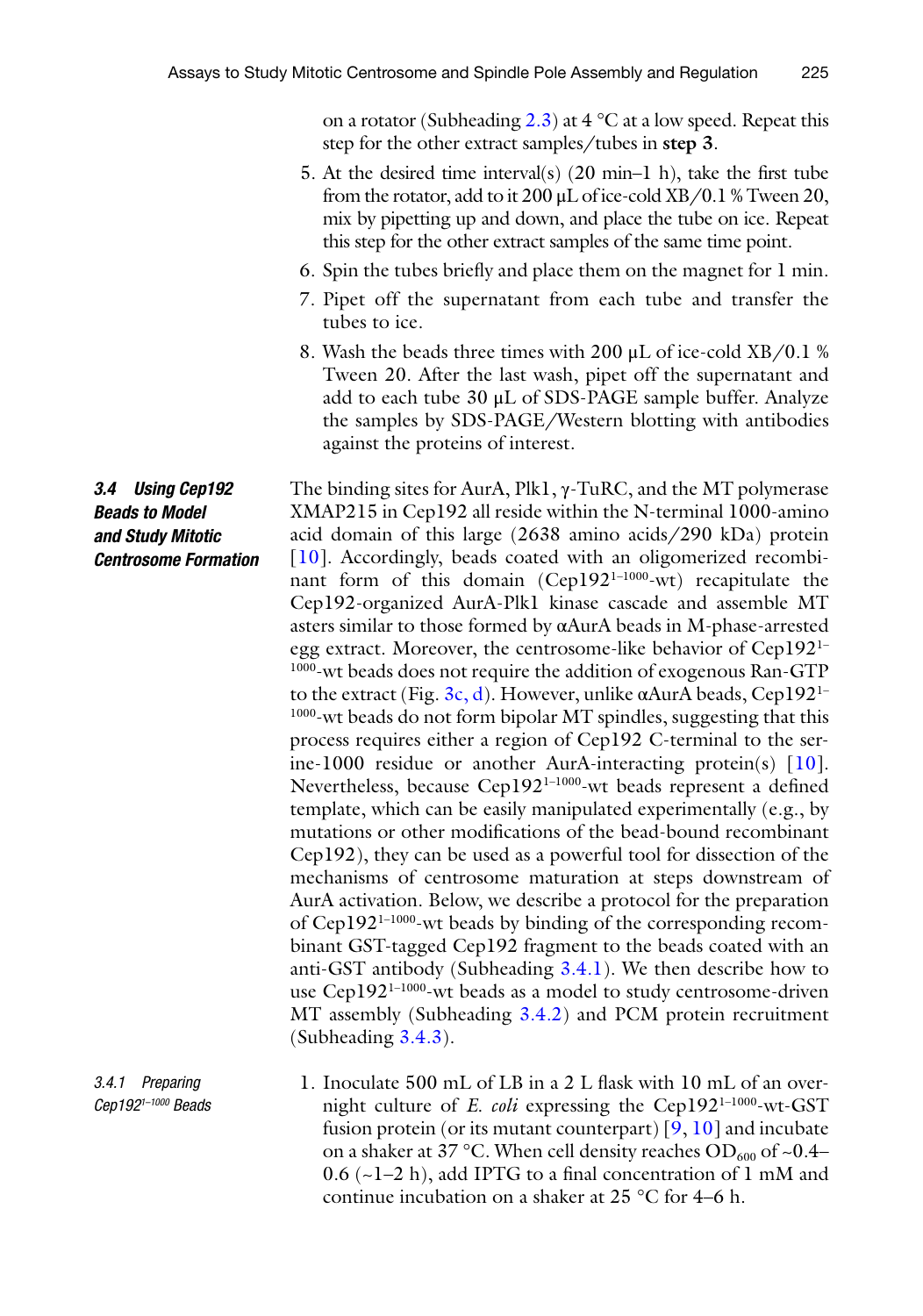on a rotator (Subheading 2.3) at 4 °C at a low speed. Repeat this step for the other extract samples/tubes in **step 3**.

5. At the desired time interval(s) (20 min–1 h), take the first tube from the rotator, add to it 200 μL of ice-cold XB/0.1 % Tween 20, mix by pipetting up and down, and place the tube on ice. Repeat this step for the other extract samples of the same time point.
6. Spin the tubes briefly and place them on the magnet for 1 min.
7. Pipet off the supernatant from each tube and transfer the tubes to ice.
8. Wash the beads three times with 200 μL of ice-cold XB/0.1 % Tween 20. After the last wash, pipet off the supernatant and add to each tube 30 μL of SDS-PAGE sample buffer. Analyze the samples by SDS-PAGE/Western blotting with antibodies against the proteins of interest.

### 3.4 Using Cep192 Beads to Model and Study Mitotic Centrosome Formation

The binding sites for AurA, Plk1, γ-TuRC, and the MT polymerase XMAP215 in Cep192 all reside within the N-terminal 1000-amino acid domain of this large (2638 amino acids/290 kDa) protein [10]. Accordingly, beads coated with an oligomerized recombinant form of this domain (Cep192$^{1-1000}$-wt) recapitulate the Cep192-organized AurA-Plk1 kinase cascade and assemble MT asters similar to those formed by αAurA beads in M-phase-arrested egg extract. Moreover, the centrosome-like behavior of Cep192$^{1-1000}$-wt beads does not require the addition of exogenous Ran-GTP to the extract (Fig. 3c, d). However, unlike αAurA beads, Cep192$^{1-1000}$-wt beads do not form bipolar MT spindles, suggesting that this process requires either a region of Cep192 C-terminal to the serine-1000 residue or another AurA-interacting protein(s) [10]. Nevertheless, because Cep192$^{1-1000}$-wt beads represent a defined template, which can be easily manipulated experimentally (e.g., by mutations or other modifications of the bead-bound recombinant Cep192), they can be used as a powerful tool for dissection of the mechanisms of centrosome maturation at steps downstream of AurA activation. Below, we describe a protocol for the preparation of Cep192$^{1-1000}$-wt beads by binding of the corresponding recombinant GST-tagged Cep192 fragment to the beads coated with an anti-GST antibody (Subheading 3.4.1). We then describe how to use Cep192$^{1-1000}$-wt beads as a model to study centrosome-driven MT assembly (Subheading 3.4.2) and PCM protein recruitment (Subheading 3.4.3).

#### 3.4.1 Preparing Cep192$^{1-1000}$ Beads

1. Inoculate 500 mL of LB in a 2 L flask with 10 mL of an overnight culture of *E. coli* expressing the Cep192$^{1-1000}$-wt-GST fusion protein (or its mutant counterpart) [9, 10] and incubate on a shaker at 37 °C. When cell density reaches $OD_{600}$ of ~0.4–0.6 (~1–2 h), add IPTG to a final concentration of 1 mM and continue incubation on a shaker at 25 °C for 4–6 h.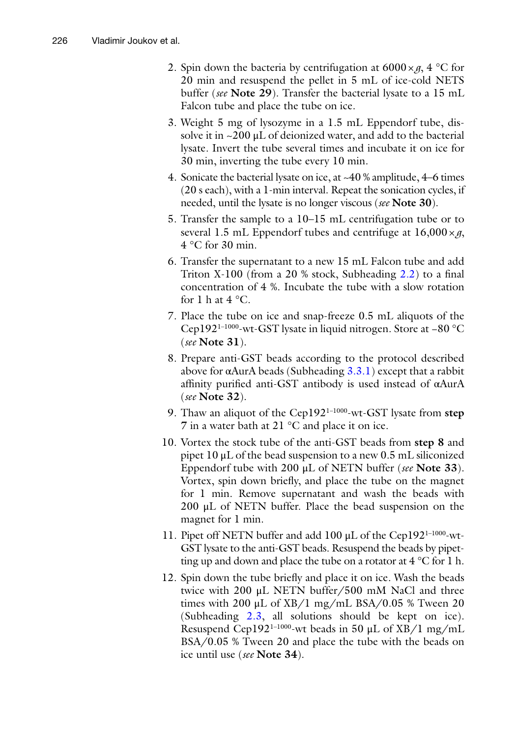2. Spin down the bacteria by centrifugation at $6000 \times g$, 4 °C for 20 min and resuspend the pellet in 5 mL of ice-cold NETS buffer (*see* **Note 29**). Transfer the bacterial lysate to a 15 mL Falcon tube and place the tube on ice.
3. Weight 5 mg of lysozyme in a 1.5 mL Eppendorf tube, dissolve it in ~200 μL of deionized water, and add to the bacterial lysate. Invert the tube several times and incubate it on ice for 30 min, inverting the tube every 10 min.
4. Sonicate the bacterial lysate on ice, at ~40 % amplitude, 4–6 times (20 s each), with a 1-min interval. Repeat the sonication cycles, if needed, until the lysate is no longer viscous (*see* **Note 30**).
5. Transfer the sample to a 10–15 mL centrifugation tube or to several 1.5 mL Eppendorf tubes and centrifuge at $16{,}000 \times g$, 4 °C for 30 min.
6. Transfer the supernatant to a new 15 mL Falcon tube and add Triton X-100 (from a 20 % stock, Subheading 2.2) to a final concentration of 4 %. Incubate the tube with a slow rotation for 1 h at 4 °C.
7. Place the tube on ice and snap-freeze 0.5 mL aliquots of the Cep192$^{1–1000}$-wt-GST lysate in liquid nitrogen. Store at −80 °C (*see* **Note 31**).
8. Prepare anti-GST beads according to the protocol described above for αAurA beads (Subheading 3.3.1) except that a rabbit affinity purified anti-GST antibody is used instead of αAurA (*see* **Note 32**).
9. Thaw an aliquot of the Cep192$^{1–1000}$-wt-GST lysate from **step 7** in a water bath at 21 °C and place it on ice.
10. Vortex the stock tube of the anti-GST beads from **step 8** and pipet 10 μL of the bead suspension to a new 0.5 mL siliconized Eppendorf tube with 200 μL of NETN buffer (*see* **Note 33**). Vortex, spin down briefly, and place the tube on the magnet for 1 min. Remove supernatant and wash the beads with 200 μL of NETN buffer. Place the bead suspension on the magnet for 1 min.
11. Pipet off NETN buffer and add 100 μL of the Cep192$^{1–1000}$-wt-GST lysate to the anti-GST beads. Resuspend the beads by pipetting up and down and place the tube on a rotator at 4 °C for 1 h.
12. Spin down the tube briefly and place it on ice. Wash the beads twice with 200 μL NETN buffer/500 mM NaCl and three times with 200 μL of XB/1 mg/mL BSA/0.05 % Tween 20 (Subheading 2.3, all solutions should be kept on ice). Resuspend Cep192$^{1–1000}$-wt beads in 50 μL of XB/1 mg/mL BSA/0.05 % Tween 20 and place the tube with the beads on ice until use (*see* **Note 34**).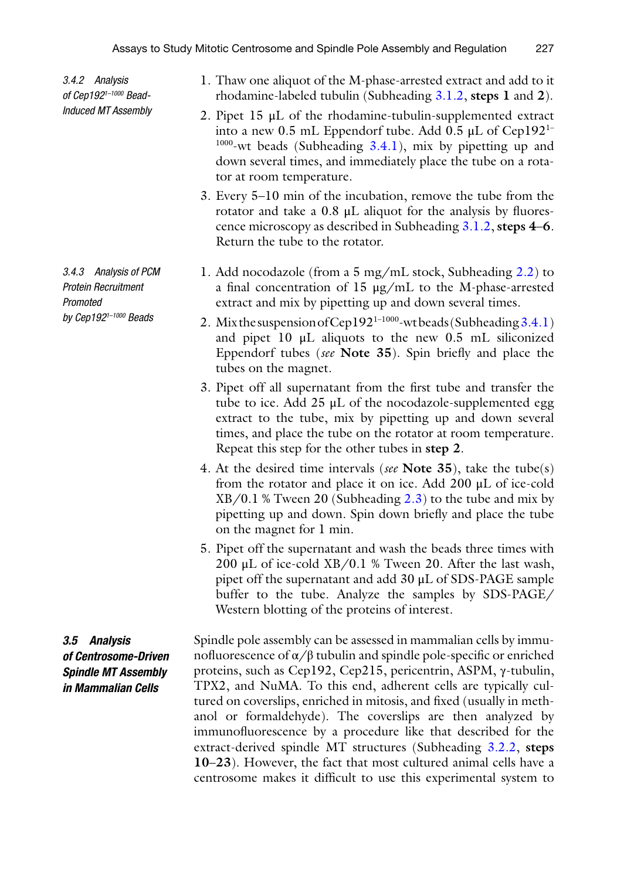#### 3.4.2 Analysis of Cep192$^{1-1000}$ Bead-Induced MT Assembly

1. Thaw one aliquot of the M-phase-arrested extract and add to it rhodamine-labeled tubulin (Subheading 3.1.2, **steps 1** and **2**).
2. Pipet 15 μL of the rhodamine-tubulin-supplemented extract into a new 0.5 mL Eppendorf tube. Add 0.5 μL of Cep192$^{1-1000}$-wt beads (Subheading 3.4.1), mix by pipetting up and down several times, and immediately place the tube on a rotator at room temperature.
3. Every 5–10 min of the incubation, remove the tube from the rotator and take a 0.8 μL aliquot for the analysis by fluorescence microscopy as described in Subheading 3.1.2, **steps 4–6**. Return the tube to the rotator.

#### 3.4.3 Analysis of PCM Protein Recruitment Promoted by Cep192$^{1-1000}$ Beads

1. Add nocodazole (from a 5 mg/mL stock, Subheading 2.2) to a final concentration of 15 μg/mL to the M-phase-arrested extract and mix by pipetting up and down several times.
2. Mix the suspension of Cep192$^{1-1000}$-wt beads (Subheading 3.4.1) and pipet 10 μL aliquots to the new 0.5 mL siliconized Eppendorf tubes (*see* **Note 35**). Spin briefly and place the tubes on the magnet.
3. Pipet off all supernatant from the first tube and transfer the tube to ice. Add 25 μL of the nocodazole-supplemented egg extract to the tube, mix by pipetting up and down several times, and place the tube on the rotator at room temperature. Repeat this step for the other tubes in **step 2**.
4. At the desired time intervals (*see* **Note 35**), take the tube(s) from the rotator and place it on ice. Add 200 μL of ice-cold XB/0.1 % Tween 20 (Subheading 2.3) to the tube and mix by pipetting up and down. Spin down briefly and place the tube on the magnet for 1 min.
5. Pipet off the supernatant and wash the beads three times with 200 μL of ice-cold XB/0.1 % Tween 20. After the last wash, pipet off the supernatant and add 30 μL of SDS-PAGE sample buffer to the tube. Analyze the samples by SDS-PAGE/Western blotting of the proteins of interest.

### 3.5 Analysis of Centrosome-Driven Spindle MT Assembly in Mammalian Cells

Spindle pole assembly can be assessed in mammalian cells by immunofluorescence of α/β tubulin and spindle pole-specific or enriched proteins, such as Cep192, Cep215, pericentrin, ASPM, γ-tubulin, TPX2, and NuMA. To this end, adherent cells are typically cultured on coverslips, enriched in mitosis, and fixed (usually in methanol or formaldehyde). The coverslips are then analyzed by immunofluorescence by a procedure like that described for the extract-derived spindle MT structures (Subheading 3.2.2, **steps 10–23**). However, the fact that most cultured animal cells have a centrosome makes it difficult to use this experimental system to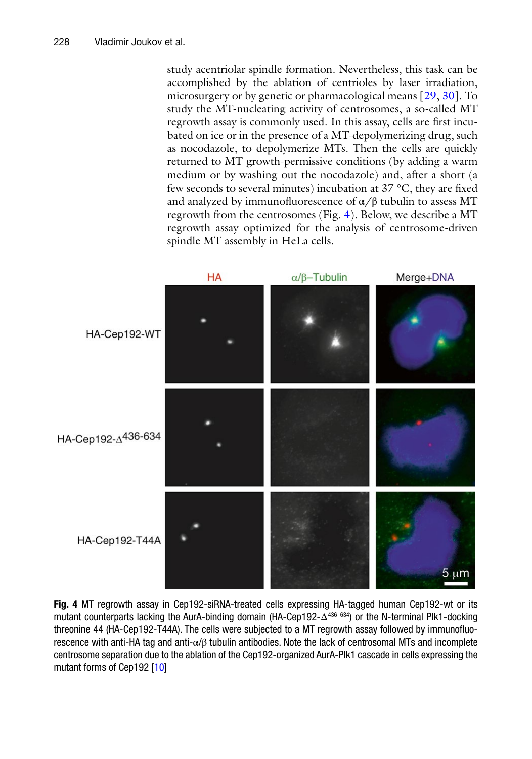study acentriolar spindle formation. Nevertheless, this task can be accomplished by the ablation of centrioles by laser irradiation, microsurgery or by genetic or pharmacological means [29, 30]. To study the MT-nucleating activity of centrosomes, a so-called MT regrowth assay is commonly used. In this assay, cells are first incubated on ice or in the presence of a MT-depolymerizing drug, such as nocodazole, to depolymerize MTs. Then the cells are quickly returned to MT growth-permissive conditions (by adding a warm medium or by washing out the nocodazole) and, after a short (a few seconds to several minutes) incubation at 37 °C, they are fixed and analyzed by immunofluorescence of α/β tubulin to assess MT regrowth from the centrosomes (Fig. 4). Below, we describe a MT regrowth assay optimized for the analysis of centrosome-driven spindle MT assembly in HeLa cells.

**Fig. 4** MT regrowth assay in Cep192-siRNA-treated cells expressing HA-tagged human Cep192-wt or its mutant counterparts lacking the AurA-binding domain (HA-Cep192-$\Delta^{436-634}$) or the N-terminal Plk1-docking threonine 44 (HA-Cep192-T44A). The cells were subjected to a MT regrowth assay followed by immunofluorescence with anti-HA tag and anti-α/β tubulin antibodies. Note the lack of centrosomal MTs and incomplete centrosome separation due to the ablation of the Cep192-organized AurA-Plk1 cascade in cells expressing the mutant forms of Cep192 [10]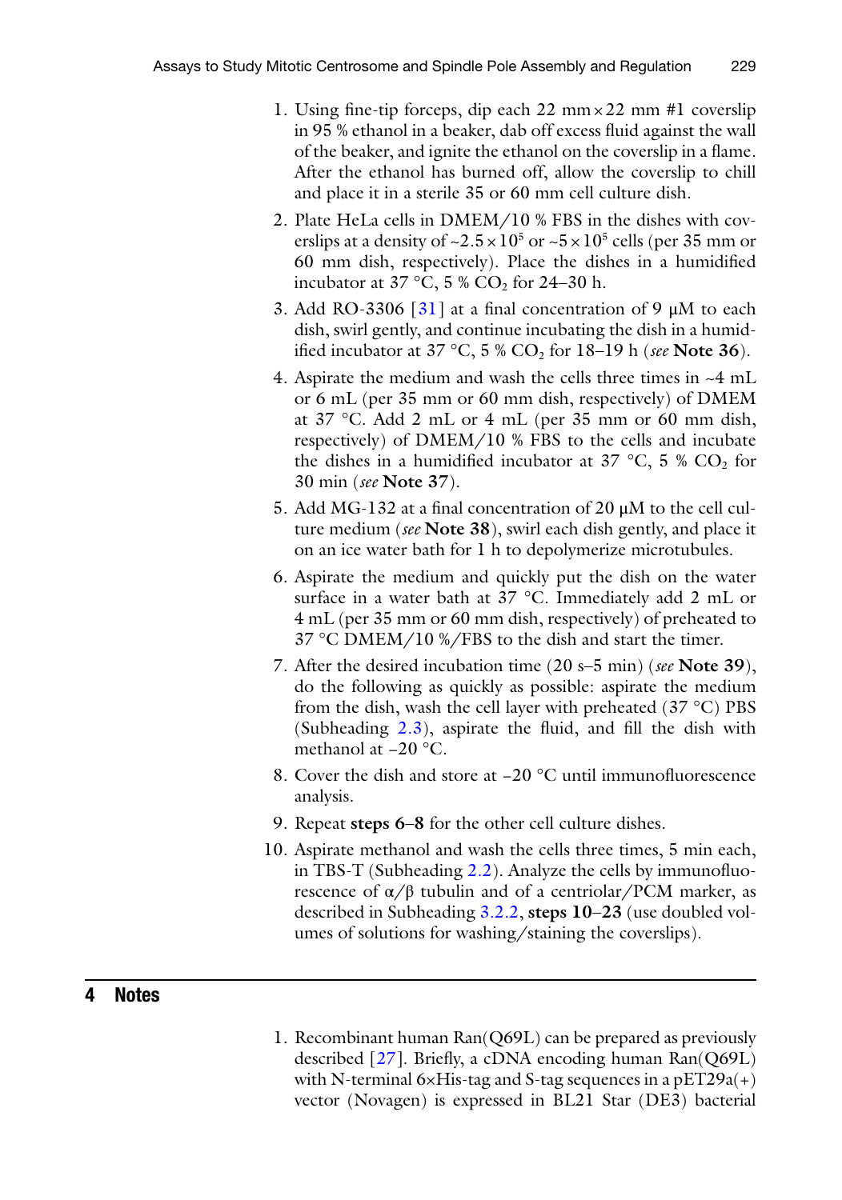1. Using fine-tip forceps, dip each 22 mm × 22 mm #1 coverslip in 95 % ethanol in a beaker, dab off excess fluid against the wall of the beaker, and ignite the ethanol on the coverslip in a flame. After the ethanol has burned off, allow the coverslip to chill and place it in a sterile 35 or 60 mm cell culture dish.
2. Plate HeLa cells in DMEM/10 % FBS in the dishes with coverslips at a density of ~$2.5 \times 10^5$ or ~$5 \times 10^5$ cells (per 35 mm or 60 mm dish, respectively). Place the dishes in a humidified incubator at 37 °C, 5 % $CO_2$ for 24–30 h.
3. Add RO-3306 [31] at a final concentration of 9 μM to each dish, swirl gently, and continue incubating the dish in a humidified incubator at 37 °C, 5 % $CO_2$ for 18–19 h (*see* **Note 36**).
4. Aspirate the medium and wash the cells three times in ~4 mL or 6 mL (per 35 mm or 60 mm dish, respectively) of DMEM at 37 °C. Add 2 mL or 4 mL (per 35 mm or 60 mm dish, respectively) of DMEM/10 % FBS to the cells and incubate the dishes in a humidified incubator at 37 °C, 5 % $CO_2$ for 30 min (*see* **Note 37**).
5. Add MG-132 at a final concentration of 20 μM to the cell culture medium (*see* **Note 38**), swirl each dish gently, and place it on an ice water bath for 1 h to depolymerize microtubules.
6. Aspirate the medium and quickly put the dish on the water surface in a water bath at 37 °C. Immediately add 2 mL or 4 mL (per 35 mm or 60 mm dish, respectively) of preheated to 37 °C DMEM/10 %/FBS to the dish and start the timer.
7. After the desired incubation time (20 s–5 min) (*see* **Note 39**), do the following as quickly as possible: aspirate the medium from the dish, wash the cell layer with preheated (37 °C) PBS (Subheading 2.3), aspirate the fluid, and fill the dish with methanol at −20 °C.
8. Cover the dish and store at −20 °C until immunofluorescence analysis.
9. Repeat **steps 6–8** for the other cell culture dishes.
10. Aspirate methanol and wash the cells three times, 5 min each, in TBS-T (Subheading 2.2). Analyze the cells by immunofluorescence of α/β tubulin and of a centriolar/PCM marker, as described in Subheading 3.2.2, **steps 10–23** (use doubled volumes of solutions for washing/staining the coverslips).

## 4 Notes

1. Recombinant human Ran(Q69L) can be prepared as previously described [27]. Briefly, a cDNA encoding human Ran(Q69L) with N-terminal 6×His-tag and S-tag sequences in a pET29a(+) vector (Novagen) is expressed in BL21 Star (DE3) bacterial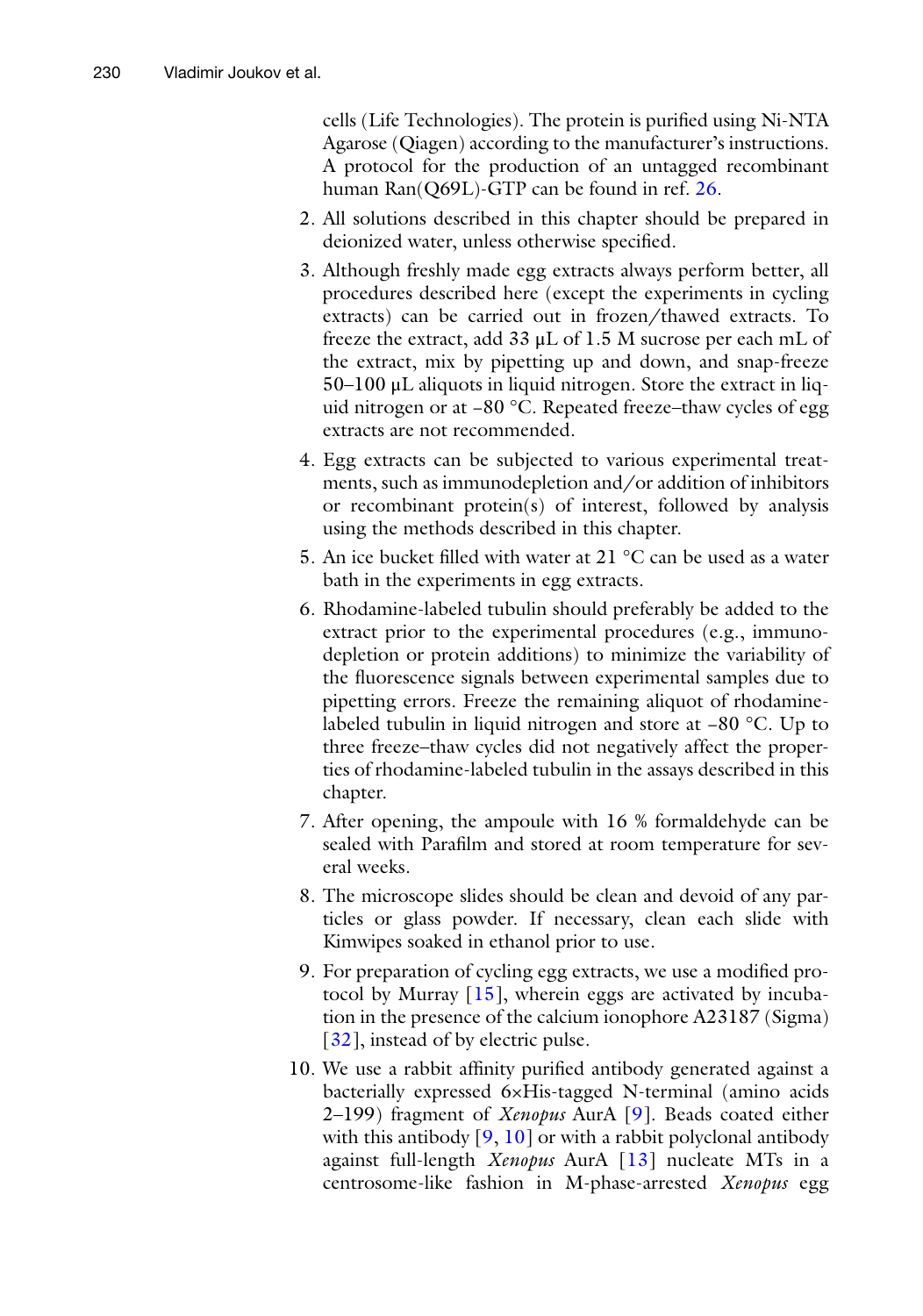cells (Life Technologies). The protein is purified using Ni-NTA Agarose (Qiagen) according to the manufacturer's instructions. A protocol for the production of an untagged recombinant human Ran(Q69L)-GTP can be found in ref. 26.

2. All solutions described in this chapter should be prepared in deionized water, unless otherwise specified.
3. Although freshly made egg extracts always perform better, all procedures described here (except the experiments in cycling extracts) can be carried out in frozen/thawed extracts. To freeze the extract, add 33 μL of 1.5 M sucrose per each mL of the extract, mix by pipetting up and down, and snap-freeze 50–100 μL aliquots in liquid nitrogen. Store the extract in liquid nitrogen or at −80 °C. Repeated freeze–thaw cycles of egg extracts are not recommended.
4. Egg extracts can be subjected to various experimental treatments, such as immunodepletion and/or addition of inhibitors or recombinant protein(s) of interest, followed by analysis using the methods described in this chapter.
5. An ice bucket filled with water at 21 °C can be used as a water bath in the experiments in egg extracts.
6. Rhodamine-labeled tubulin should preferably be added to the extract prior to the experimental procedures (e.g., immunodepletion or protein additions) to minimize the variability of the fluorescence signals between experimental samples due to pipetting errors. Freeze the remaining aliquot of rhodamine-labeled tubulin in liquid nitrogen and store at −80 °C. Up to three freeze–thaw cycles did not negatively affect the properties of rhodamine-labeled tubulin in the assays described in this chapter.
7. After opening, the ampoule with 16 % formaldehyde can be sealed with Parafilm and stored at room temperature for several weeks.
8. The microscope slides should be clean and devoid of any particles or glass powder. If necessary, clean each slide with Kimwipes soaked in ethanol prior to use.
9. For preparation of cycling egg extracts, we use a modified protocol by Murray [15], wherein eggs are activated by incubation in the presence of the calcium ionophore A23187 (Sigma) [32], instead of by electric pulse.
10. We use a rabbit affinity purified antibody generated against a bacterially expressed 6×His-tagged N-terminal (amino acids 2–199) fragment of *Xenopus* AurA [9]. Beads coated either with this antibody [9, 10] or with a rabbit polyclonal antibody against full-length *Xenopus* AurA [13] nucleate MTs in a centrosome-like fashion in M-phase-arrested *Xenopus* egg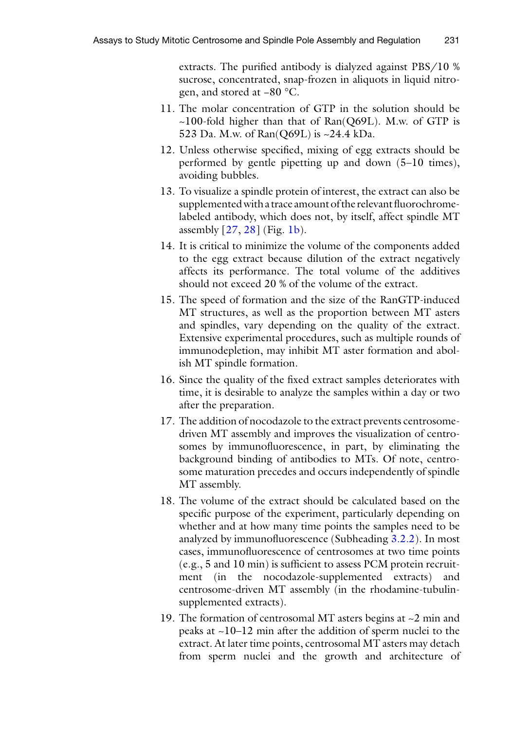extracts. The purified antibody is dialyzed against PBS/10 % sucrose, concentrated, snap-frozen in aliquots in liquid nitrogen, and stored at −80 °C.

11. The molar concentration of GTP in the solution should be ~100-fold higher than that of Ran(Q69L). M.w. of GTP is 523 Da. M.w. of Ran(Q69L) is ~24.4 kDa.
12. Unless otherwise specified, mixing of egg extracts should be performed by gentle pipetting up and down (5–10 times), avoiding bubbles.
13. To visualize a spindle protein of interest, the extract can also be supplemented with a trace amount of the relevant fluorochrome-labeled antibody, which does not, by itself, affect spindle MT assembly [27, 28] (Fig. 1b).
14. It is critical to minimize the volume of the components added to the egg extract because dilution of the extract negatively affects its performance. The total volume of the additives should not exceed 20 % of the volume of the extract.
15. The speed of formation and the size of the RanGTP-induced MT structures, as well as the proportion between MT asters and spindles, vary depending on the quality of the extract. Extensive experimental procedures, such as multiple rounds of immunodepletion, may inhibit MT aster formation and abolish MT spindle formation.
16. Since the quality of the fixed extract samples deteriorates with time, it is desirable to analyze the samples within a day or two after the preparation.
17. The addition of nocodazole to the extract prevents centrosome-driven MT assembly and improves the visualization of centrosomes by immunofluorescence, in part, by eliminating the background binding of antibodies to MTs. Of note, centrosome maturation precedes and occurs independently of spindle MT assembly.
18. The volume of the extract should be calculated based on the specific purpose of the experiment, particularly depending on whether and at how many time points the samples need to be analyzed by immunofluorescence (Subheading 3.2.2). In most cases, immunofluorescence of centrosomes at two time points (e.g., 5 and 10 min) is sufficient to assess PCM protein recruitment (in the nocodazole-supplemented extracts) and centrosome-driven MT assembly (in the rhodamine-tubulin-supplemented extracts).
19. The formation of centrosomal MT asters begins at ~2 min and peaks at ~10–12 min after the addition of sperm nuclei to the extract. At later time points, centrosomal MT asters may detach from sperm nuclei and the growth and architecture of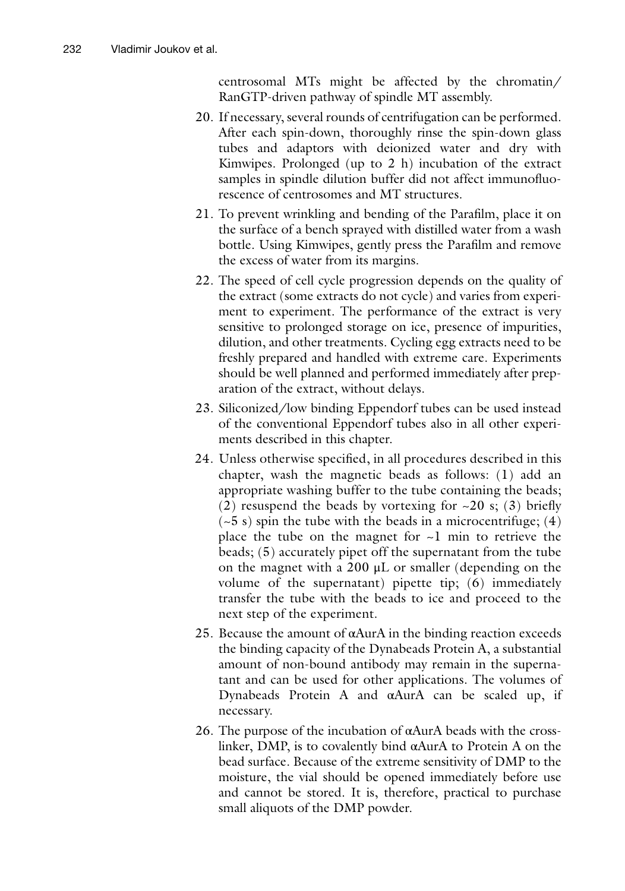centrosomal MTs might be affected by the chromatin/RanGTP-driven pathway of spindle MT assembly.

20. If necessary, several rounds of centrifugation can be performed. After each spin-down, thoroughly rinse the spin-down glass tubes and adaptors with deionized water and dry with Kimwipes. Prolonged (up to 2 h) incubation of the extract samples in spindle dilution buffer did not affect immunofluorescence of centrosomes and MT structures.

21. To prevent wrinkling and bending of the Parafilm, place it on the surface of a bench sprayed with distilled water from a wash bottle. Using Kimwipes, gently press the Parafilm and remove the excess of water from its margins.

22. The speed of cell cycle progression depends on the quality of the extract (some extracts do not cycle) and varies from experiment to experiment. The performance of the extract is very sensitive to prolonged storage on ice, presence of impurities, dilution, and other treatments. Cycling egg extracts need to be freshly prepared and handled with extreme care. Experiments should be well planned and performed immediately after preparation of the extract, without delays.

23. Siliconized/low binding Eppendorf tubes can be used instead of the conventional Eppendorf tubes also in all other experiments described in this chapter.

24. Unless otherwise specified, in all procedures described in this chapter, wash the magnetic beads as follows: (1) add an appropriate washing buffer to the tube containing the beads; (2) resuspend the beads by vortexing for ~20 s; (3) briefly (~5 s) spin the tube with the beads in a microcentrifuge; (4) place the tube on the magnet for ~1 min to retrieve the beads; (5) accurately pipet off the supernatant from the tube on the magnet with a 200 μL or smaller (depending on the volume of the supernatant) pipette tip; (6) immediately transfer the tube with the beads to ice and proceed to the next step of the experiment.

25. Because the amount of αAurA in the binding reaction exceeds the binding capacity of the Dynabeads Protein A, a substantial amount of non-bound antibody may remain in the supernatant and can be used for other applications. The volumes of Dynabeads Protein A and αAurA can be scaled up, if necessary.

26. The purpose of the incubation of αAurA beads with the crosslinker, DMP, is to covalently bind αAurA to Protein A on the bead surface. Because of the extreme sensitivity of DMP to the moisture, the vial should be opened immediately before use and cannot be stored. It is, therefore, practical to purchase small aliquots of the DMP powder.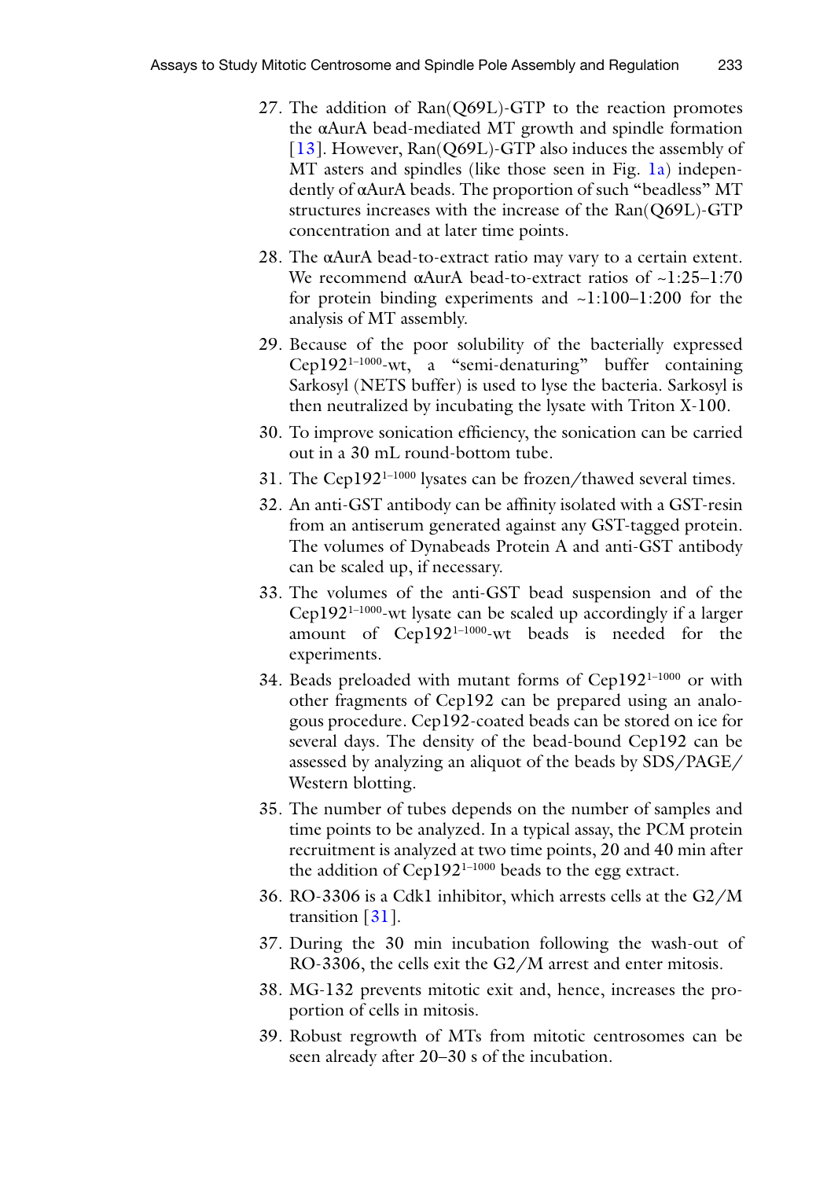27. The addition of Ran(Q69L)-GTP to the reaction promotes the αAurA bead-mediated MT growth and spindle formation [13]. However, Ran(Q69L)-GTP also induces the assembly of MT asters and spindles (like those seen in Fig. 1a) independently of αAurA beads. The proportion of such "beadless" MT structures increases with the increase of the Ran(Q69L)-GTP concentration and at later time points.
28. The αAurA bead-to-extract ratio may vary to a certain extent. We recommend αAurA bead-to-extract ratios of ~1:25–1:70 for protein binding experiments and ~1:100–1:200 for the analysis of MT assembly.
29. Because of the poor solubility of the bacterially expressed $Cep192^{1-1000}$-wt, a "semi-denaturing" buffer containing Sarkosyl (NETS buffer) is used to lyse the bacteria. Sarkosyl is then neutralized by incubating the lysate with Triton X-100.
30. To improve sonication efficiency, the sonication can be carried out in a 30 mL round-bottom tube.
31. The $Cep192^{1-1000}$ lysates can be frozen/thawed several times.
32. An anti-GST antibody can be affinity isolated with a GST-resin from an antiserum generated against any GST-tagged protein. The volumes of Dynabeads Protein A and anti-GST antibody can be scaled up, if necessary.
33. The volumes of the anti-GST bead suspension and of the $Cep192^{1-1000}$-wt lysate can be scaled up accordingly if a larger amount of $Cep192^{1-1000}$-wt beads is needed for the experiments.
34. Beads preloaded with mutant forms of $Cep192^{1-1000}$ or with other fragments of Cep192 can be prepared using an analogous procedure. Cep192-coated beads can be stored on ice for several days. The density of the bead-bound Cep192 can be assessed by analyzing an aliquot of the beads by SDS/PAGE/Western blotting.
35. The number of tubes depends on the number of samples and time points to be analyzed. In a typical assay, the PCM protein recruitment is analyzed at two time points, 20 and 40 min after the addition of $Cep192^{1-1000}$ beads to the egg extract.
36. RO-3306 is a Cdk1 inhibitor, which arrests cells at the G2/M transition [31].
37. During the 30 min incubation following the wash-out of RO-3306, the cells exit the G2/M arrest and enter mitosis.
38. MG-132 prevents mitotic exit and, hence, increases the proportion of cells in mitosis.
39. Robust regrowth of MTs from mitotic centrosomes can be seen already after 20–30 s of the incubation.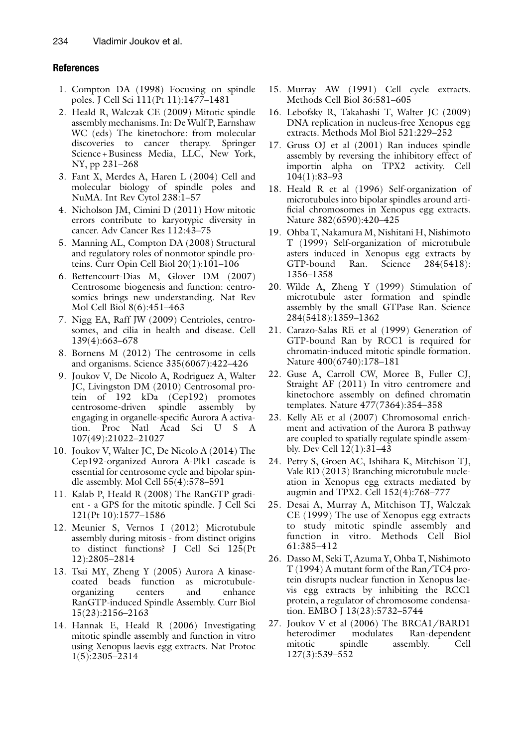## References

1. Compton DA (1998) Focusing on spindle poles. J Cell Sci 111(Pt 11):1477–1481
2. Heald R, Walczak CE (2009) Mitotic spindle assembly mechanisms. In: De Wulf P, Earnshaw WC (eds) The kinetochore: from molecular discoveries to cancer therapy. Springer Science + Business Media, LLC, New York, NY, pp 231–268
3. Fant X, Merdes A, Haren L (2004) Cell and molecular biology of spindle poles and NuMA. Int Rev Cytol 238:1–57
4. Nicholson JM, Cimini D (2011) How mitotic errors contribute to karyotypic diversity in cancer. Adv Cancer Res 112:43–75
5. Manning AL, Compton DA (2008) Structural and regulatory roles of nonmotor spindle proteins. Curr Opin Cell Biol 20(1):101–106
6. Bettencourt-Dias M, Glover DM (2007) Centrosome biogenesis and function: centrosomics brings new understanding. Nat Rev Mol Cell Biol 8(6):451–463
7. Nigg EA, Raff JW (2009) Centrioles, centrosomes, and cilia in health and disease. Cell 139(4):663–678
8. Bornens M (2012) The centrosome in cells and organisms. Science 335(6067):422–426
9. Joukov V, De Nicolo A, Rodriguez A, Walter JC, Livingston DM (2010) Centrosomal protein of 192 kDa (Cep192) promotes centrosome-driven spindle assembly by engaging in organelle-specific Aurora A activation. Proc Natl Acad Sci U S A 107(49):21022–21027
10. Joukov V, Walter JC, De Nicolo A (2014) The Cep192-organized Aurora A-Plk1 cascade is essential for centrosome cycle and bipolar spindle assembly. Mol Cell 55(4):578–591
11. Kalab P, Heald R (2008) The RanGTP gradient - a GPS for the mitotic spindle. J Cell Sci 121(Pt 10):1577–1586
12. Meunier S, Vernos I (2012) Microtubule assembly during mitosis - from distinct origins to distinct functions? J Cell Sci 125(Pt 12):2805–2814
13. Tsai MY, Zheng Y (2005) Aurora A kinase-coated beads function as microtubule-organizing centers and enhance RanGTP-induced Spindle Assembly. Curr Biol 15(23):2156–2163
14. Hannak E, Heald R (2006) Investigating mitotic spindle assembly and function in vitro using Xenopus laevis egg extracts. Nat Protoc 1(5):2305–2314
15. Murray AW (1991) Cell cycle extracts. Methods Cell Biol 36:581–605
16. Lebofsky R, Takahashi T, Walter JC (2009) DNA replication in nucleus-free Xenopus egg extracts. Methods Mol Biol 521:229–252
17. Gruss OJ et al (2001) Ran induces spindle assembly by reversing the inhibitory effect of importin alpha on TPX2 activity. Cell 104(1):83–93
18. Heald R et al (1996) Self-organization of microtubules into bipolar spindles around artificial chromosomes in Xenopus egg extracts. Nature 382(6590):420–425
19. Ohba T, Nakamura M, Nishitani H, Nishimoto T (1999) Self-organization of microtubule asters induced in Xenopus egg extracts by GTP-bound Ran. Science 284(5418): 1356–1358
20. Wilde A, Zheng Y (1999) Stimulation of microtubule aster formation and spindle assembly by the small GTPase Ran. Science 284(5418):1359–1362
21. Carazo-Salas RE et al (1999) Generation of GTP-bound Ran by RCC1 is required for chromatin-induced mitotic spindle formation. Nature 400(6740):178–181
22. Guse A, Carroll CW, Moree B, Fuller CJ, Straight AF (2011) In vitro centromere and kinetochore assembly on defined chromatin templates. Nature 477(7364):354–358
23. Kelly AE et al (2007) Chromosomal enrichment and activation of the Aurora B pathway are coupled to spatially regulate spindle assembly. Dev Cell 12(1):31–43
24. Petry S, Groen AC, Ishihara K, Mitchison TJ, Vale RD (2013) Branching microtubule nucleation in Xenopus egg extracts mediated by augmin and TPX2. Cell 152(4):768–777
25. Desai A, Murray A, Mitchison TJ, Walczak CE (1999) The use of Xenopus egg extracts to study mitotic spindle assembly and function in vitro. Methods Cell Biol 61:385–412
26. Dasso M, Seki T, Azuma Y, Ohba T, Nishimoto T (1994) A mutant form of the Ran/TC4 protein disrupts nuclear function in Xenopus laevis egg extracts by inhibiting the RCC1 protein, a regulator of chromosome condensation. EMBO J 13(23):5732–5744
27. Joukov V et al (2006) The BRCA1/BARD1 heterodimer modulates Ran-dependent mitotic spindle assembly. Cell 127(3):539–552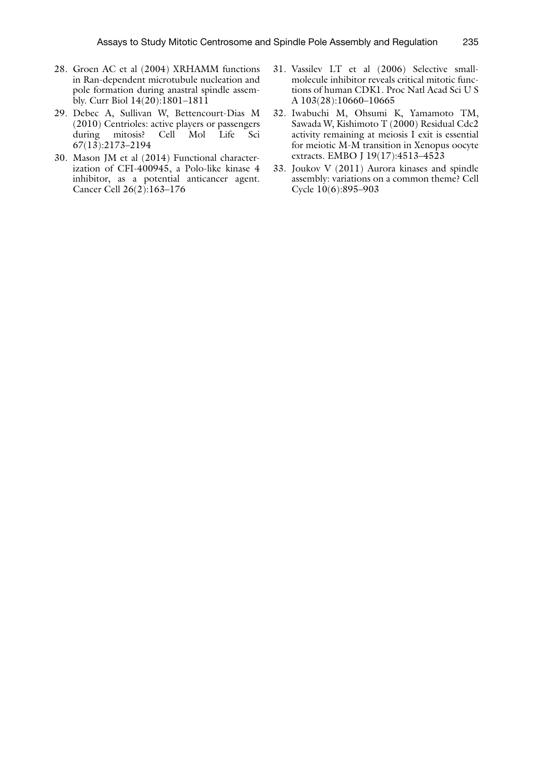28. Groen AC et al (2004) XRHAMM functions in Ran-dependent microtubule nucleation and pole formation during anastral spindle assembly. Curr Biol 14(20):1801–1811
29. Debec A, Sullivan W, Bettencourt-Dias M (2010) Centrioles: active players or passengers during mitosis? Cell Mol Life Sci 67(13):2173–2194
30. Mason JM et al (2014) Functional characterization of CFI-400945, a Polo-like kinase 4 inhibitor, as a potential anticancer agent. Cancer Cell 26(2):163–176
31. Vassilev LT et al (2006) Selective small-molecule inhibitor reveals critical mitotic functions of human CDK1. Proc Natl Acad Sci U S A 103(28):10660–10665
32. Iwabuchi M, Ohsumi K, Yamamoto TM, Sawada W, Kishimoto T (2000) Residual Cdc2 activity remaining at meiosis I exit is essential for meiotic M-M transition in Xenopus oocyte extracts. EMBO J 19(17):4513–4523
33. Joukov V (2011) Aurora kinases and spindle assembly: variations on a common theme? Cell Cycle 10(6):895–903